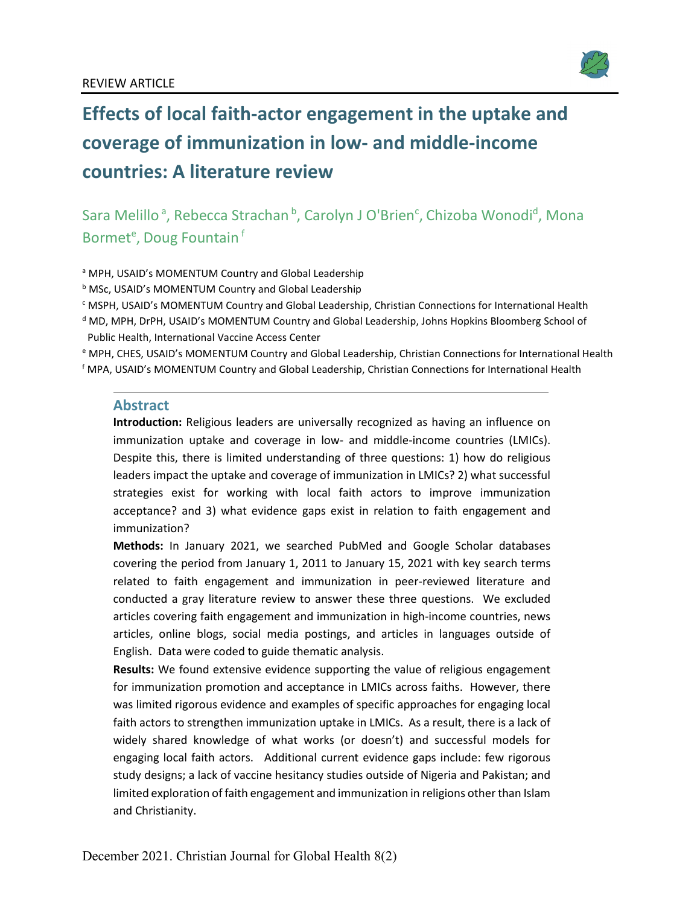REVIEW ARTICLE

# Effects of local faith-actor engagement in the uptake and coverage of immunization in low- and middle-income countries: A literature review

Sara Melillo [a], Rebecca Strachan [b], Carolyn J O'Brien[c], Chizoba Wonodi[d], Mona Bormet[e], Doug Fountain [f]

[a] MPH, USAID's MOMENTUM Country and Global Leadership

[b] MSc, USAID's MOMENTUM Country and Global Leadership

[c] MSPH, USAID's MOMENTUM Country and Global Leadership, Christian Connections for International Health

[d] MD, MPH, DrPH, USAID's MOMENTUM Country and Global Leadership, Johns Hopkins Bloomberg School of Public Health, International Vaccine Access Center

[e] MPH, CHES, USAID's MOMENTUM Country and Global Leadership, Christian Connections for International Health

[f] MPA, USAID's MOMENTUM Country and Global Leadership, Christian Connections for International Health

## Abstract

**Introduction:** Religious leaders are universally recognized as having an influence on immunization uptake and coverage in low- and middle-income countries (LMICs). Despite this, there is limited understanding of three questions: 1) how do religious leaders impact the uptake and coverage of immunization in LMICs? 2) what successful strategies exist for working with local faith actors to improve immunization acceptance? and 3) what evidence gaps exist in relation to faith engagement and immunization?

**Methods:** In January 2021, we searched PubMed and Google Scholar databases covering the period from January 1, 2011 to January 15, 2021 with key search terms related to faith engagement and immunization in peer-reviewed literature and conducted a gray literature review to answer these three questions. We excluded articles covering faith engagement and immunization in high-income countries, news articles, online blogs, social media postings, and articles in languages outside of English. Data were coded to guide thematic analysis.

**Results:** We found extensive evidence supporting the value of religious engagement for immunization promotion and acceptance in LMICs across faiths. However, there was limited rigorous evidence and examples of specific approaches for engaging local faith actors to strengthen immunization uptake in LMICs. As a result, there is a lack of widely shared knowledge of what works (or doesn't) and successful models for engaging local faith actors. Additional current evidence gaps include: few rigorous study designs; a lack of vaccine hesitancy studies outside of Nigeria and Pakistan; and limited exploration of faith engagement and immunization in religions other than Islam and Christianity.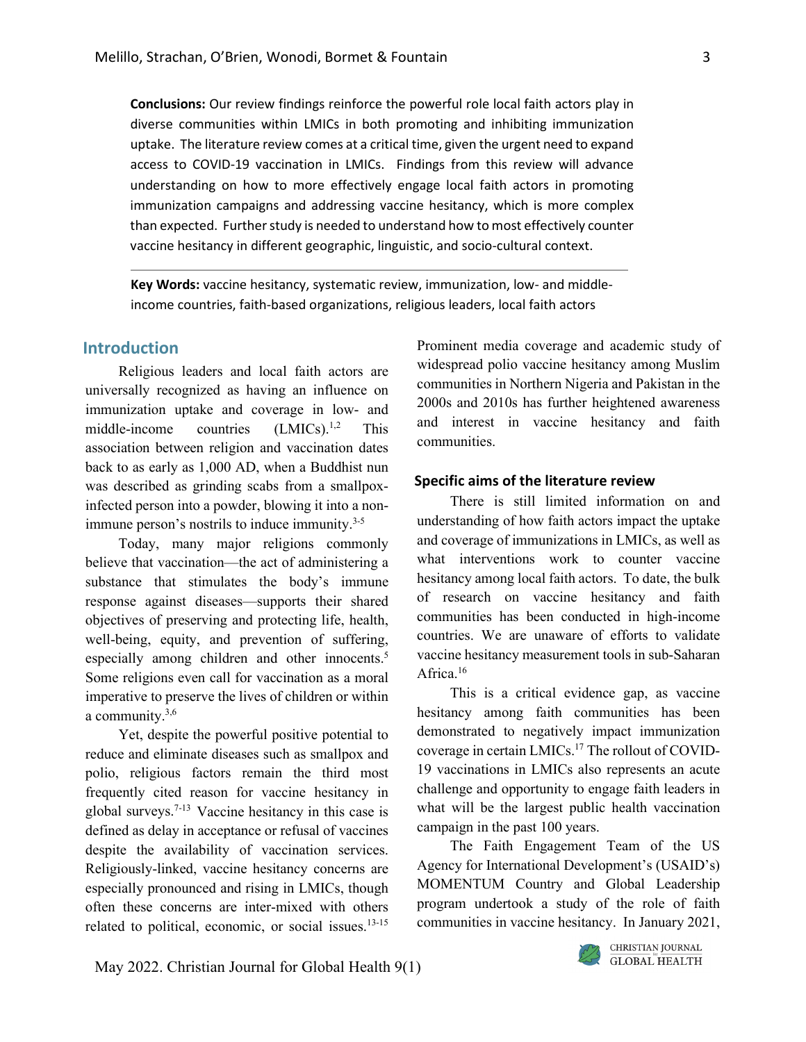**Conclusions:** Our review findings reinforce the powerful role local faith actors play in diverse communities within LMICs in both promoting and inhibiting immunization uptake. The literature review comes at a critical time, given the urgent need to expand access to COVID-19 vaccination in LMICs. Findings from this review will advance understanding on how to more effectively engage local faith actors in promoting immunization campaigns and addressing vaccine hesitancy, which is more complex than expected. Further study is needed to understand how to most effectively counter vaccine hesitancy in different geographic, linguistic, and socio-cultural context.

---

**Key Words:** vaccine hesitancy, systematic review, immunization, low- and middle-income countries, faith-based organizations, religious leaders, local faith actors

## Introduction

Religious leaders and local faith actors are universally recognized as having an influence on immunization uptake and coverage in low- and middle-income countries (LMICs).[1,2] This association between religion and vaccination dates back to as early as 1,000 AD, when a Buddhist nun was described as grinding scabs from a smallpox-infected person into a powder, blowing it into a non-immune person's nostrils to induce immunity.[3-5]

Today, many major religions commonly believe that vaccination—the act of administering a substance that stimulates the body's immune response against diseases—supports their shared objectives of preserving and protecting life, health, well-being, equity, and prevention of suffering, especially among children and other innocents.[5] Some religions even call for vaccination as a moral imperative to preserve the lives of children or within a community.[3,6]

Yet, despite the powerful positive potential to reduce and eliminate diseases such as smallpox and polio, religious factors remain the third most frequently cited reason for vaccine hesitancy in global surveys.[7-13] Vaccine hesitancy in this case is defined as delay in acceptance or refusal of vaccines despite the availability of vaccination services. Religiously-linked, vaccine hesitancy concerns are especially pronounced and rising in LMICs, though often these concerns are inter-mixed with others related to political, economic, or social issues.[13-15] Prominent media coverage and academic study of widespread polio vaccine hesitancy among Muslim communities in Northern Nigeria and Pakistan in the 2000s and 2010s has further heightened awareness and interest in vaccine hesitancy and faith communities.

### Specific aims of the literature review

There is still limited information on and understanding of how faith actors impact the uptake and coverage of immunizations in LMICs, as well as what interventions work to counter vaccine hesitancy among local faith actors. To date, the bulk of research on vaccine hesitancy and faith communities has been conducted in high-income countries. We are unaware of efforts to validate vaccine hesitancy measurement tools in sub-Saharan Africa.[16]

This is a critical evidence gap, as vaccine hesitancy among faith communities has been demonstrated to negatively impact immunization coverage in certain LMICs.[17] The rollout of COVID-19 vaccinations in LMICs also represents an acute challenge and opportunity to engage faith leaders in what will be the largest public health vaccination campaign in the past 100 years.

The Faith Engagement Team of the US Agency for International Development's (USAID's) MOMENTUM Country and Global Leadership program undertook a study of the role of faith communities in vaccine hesitancy. In January 2021,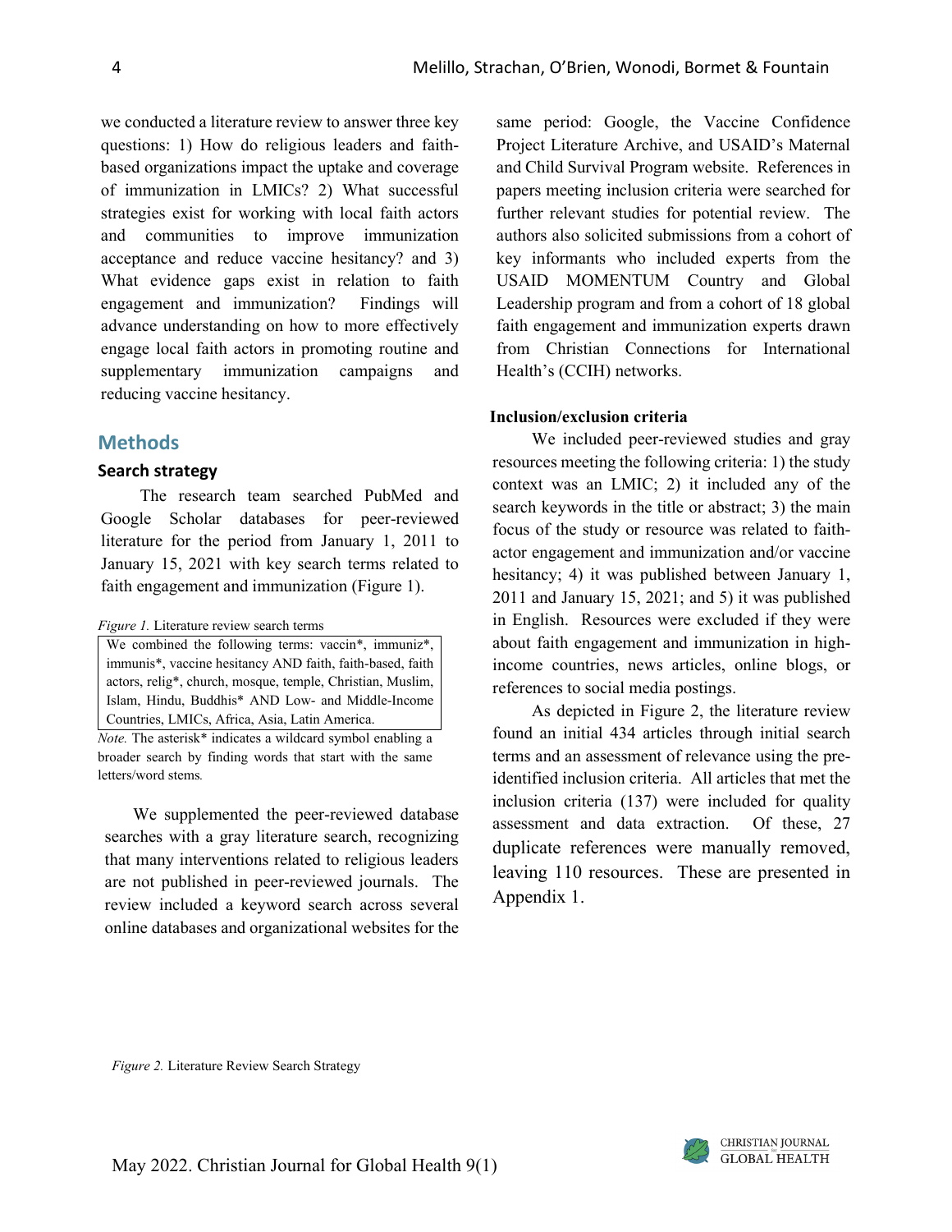we conducted a literature review to answer three key questions: 1) How do religious leaders and faith-based organizations impact the uptake and coverage of immunization in LMICs? 2) What successful strategies exist for working with local faith actors and communities to improve immunization acceptance and reduce vaccine hesitancy? and 3) What evidence gaps exist in relation to faith engagement and immunization? Findings will advance understanding on how to more effectively engage local faith actors in promoting routine and supplementary immunization campaigns and reducing vaccine hesitancy.

## Methods

### Search strategy

The research team searched PubMed and Google Scholar databases for peer-reviewed literature for the period from January 1, 2011 to January 15, 2021 with key search terms related to faith engagement and immunization (Figure 1).

*Figure 1.* Literature review search terms

| We combined the following terms: vaccin*, immuniz*, immunis*, vaccine hesitancy AND faith, faith-based, faith actors, relig*, church, mosque, temple, Christian, Muslim, Islam, Hindu, Buddhis* AND Low- and Middle-Income Countries, LMICs, Africa, Asia, Latin America. |
|---|

*Note.* The asterisk* indicates a wildcard symbol enabling a broader search by finding words that start with the same letters/word stems.

We supplemented the peer-reviewed database searches with a gray literature search, recognizing that many interventions related to religious leaders are not published in peer-reviewed journals. The review included a keyword search across several online databases and organizational websites for the same period: Google, the Vaccine Confidence Project Literature Archive, and USAID's Maternal and Child Survival Program website. References in papers meeting inclusion criteria were searched for further relevant studies for potential review. The authors also solicited submissions from a cohort of key informants who included experts from the USAID MOMENTUM Country and Global Leadership program and from a cohort of 18 global faith engagement and immunization experts drawn from Christian Connections for International Health's (CCIH) networks.

### Inclusion/exclusion criteria

We included peer-reviewed studies and gray resources meeting the following criteria: 1) the study context was an LMIC; 2) it included any of the search keywords in the title or abstract; 3) the main focus of the study or resource was related to faith-actor engagement and immunization and/or vaccine hesitancy; 4) it was published between January 1, 2011 and January 15, 2021; and 5) it was published in English. Resources were excluded if they were about faith engagement and immunization in high-income countries, news articles, online blogs, or references to social media postings.

As depicted in Figure 2, the literature review found an initial 434 articles through initial search terms and an assessment of relevance using the pre-identified inclusion criteria. All articles that met the inclusion criteria (137) were included for quality assessment and data extraction. Of these, 27 duplicate references were manually removed, leaving 110 resources. These are presented in Appendix 1.

*Figure 2.* Literature Review Search Strategy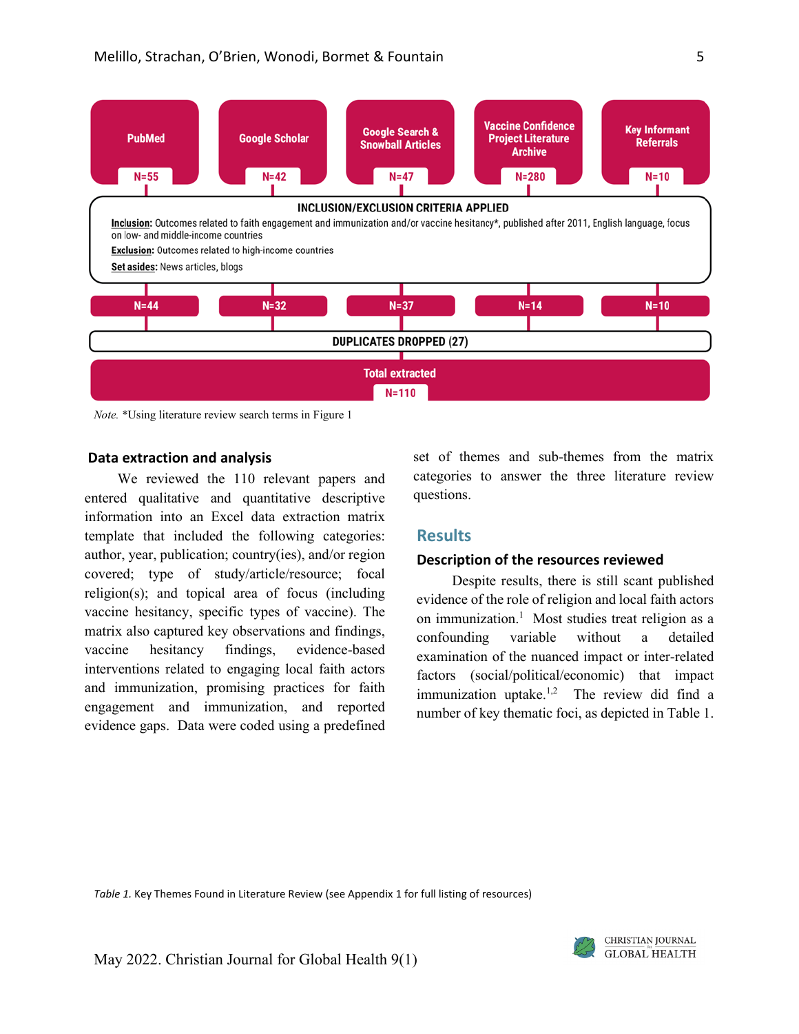| PubMed | Google Scholar | Google Search & Snowball Articles | Vaccine Confidence Project Literature Archive | Key Informant Referrals |
|---|---|---|---|---|
| N=55 | N=42 | N=47 | N=280 | N=10 |

**INCLUSION/EXCLUSION CRITERIA APPLIED**

**Inclusion:** Outcomes related to faith engagement and immunization and/or vaccine hesitancy*, published after 2011, English language, focus on low- and middle-income countries

**Exclusion:** Outcomes related to high-income countries

**Set asides:** News articles, blogs

| N=44 | N=32 | N=37 | N=14 | N=10 |
|---|---|---|---|---|

**DUPLICATES DROPPED (27)**

**Total extracted**
N=110

*Note.* *Using literature review search terms in Figure 1

### Data extraction and analysis

We reviewed the 110 relevant papers and entered qualitative and quantitative descriptive information into an Excel data extraction matrix template that included the following categories: author, year, publication; country(ies), and/or region covered; type of study/article/resource; focal religion(s); and topical area of focus (including vaccine hesitancy, specific types of vaccine). The matrix also captured key observations and findings, vaccine hesitancy findings, evidence-based interventions related to engaging local faith actors and immunization, promising practices for faith engagement and immunization, and reported evidence gaps. Data were coded using a predefined set of themes and sub-themes from the matrix categories to answer the three literature review questions.

## Results

### Description of the resources reviewed

Despite results, there is still scant published evidence of the role of religion and local faith actors on immunization.[1] Most studies treat religion as a confounding variable without a detailed examination of the nuanced impact or inter-related factors (social/political/economic) that impact immunization uptake.[1,2] The review did find a number of key thematic foci, as depicted in Table 1.

*Table 1.* Key Themes Found in Literature Review (see Appendix 1 for full listing of resources)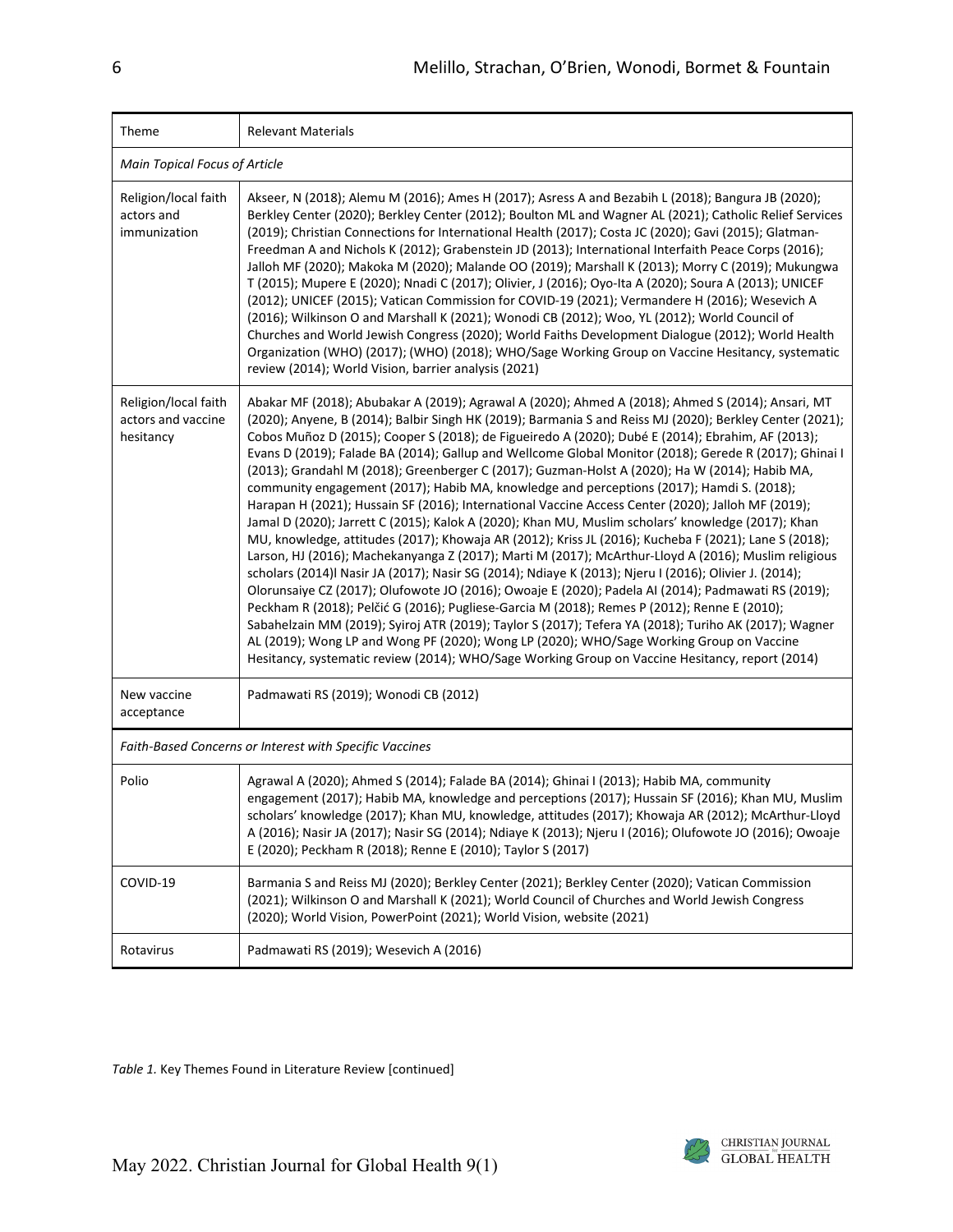| Theme | Relevant Materials |
|---|---|
| *Main Topical Focus of Article* | |
| Religion/local faith actors and immunization | Akseer, N (2018); Alemu M (2016); Ames H (2017); Asress A and Bezabih L (2018); Bangura JB (2020); Berkley Center (2020); Berkley Center (2012); Boulton ML and Wagner AL (2021); Catholic Relief Services (2019); Christian Connections for International Health (2017); Costa JC (2020); Gavi (2015); Glatman-Freedman A and Nichols K (2012); Grabenstein JD (2013); International Interfaith Peace Corps (2016); Jalloh MF (2020); Makoka M (2020); Malande OO (2019); Marshall K (2013); Morry C (2019); Mukungwa T (2015); Mupere E (2020); Nnadi C (2017); Olivier, J (2016); Oyo-Ita A (2020); Soura A (2013); UNICEF (2012); UNICEF (2015); Vatican Commission for COVID-19 (2021); Vermandere H (2016); Wesevich A (2016); Wilkinson O and Marshall K (2021); Wonodi CB (2012); Woo, YL (2012); World Council of Churches and World Jewish Congress (2020); World Faiths Development Dialogue (2012); World Health Organization (WHO) (2017); (WHO) (2018); WHO/Sage Working Group on Vaccine Hesitancy, systematic review (2014); World Vision, barrier analysis (2021) |
| Religion/local faith actors and vaccine hesitancy | Abakar MF (2018); Abubakar A (2019); Agrawal A (2020); Ahmed A (2018); Ahmed S (2014); Ansari, MT (2020); Anyene, B (2014); Balbir Singh HK (2019); Barmania S and Reiss MJ (2020); Berkley Center (2021); Cobos Muñoz D (2015); Cooper S (2018); de Figueiredo A (2020); Dubé E (2014); Ebrahim, AF (2013); Evans D (2019); Falade BA (2014); Gallup and Wellcome Global Monitor (2018); Gerede R (2017); Ghinai I (2013); Grandahl M (2018); Greenberger C (2017); Guzman-Holst A (2020); Ha W (2014); Habib MA, community engagement (2017); Habib MA, knowledge and perceptions (2017); Hamdi S. (2018); Harapan H (2021); Hussain SF (2016); International Vaccine Access Center (2020); Jalloh MF (2019); Jamal D (2020); Jarrett C (2015); Kalok A (2020); Khan MU, Muslim scholars' knowledge (2017); Khan MU, knowledge, attitudes (2017); Khowaja AR (2012); Kriss JL (2016); Kucheba F (2021); Lane S (2018); Larson, HJ (2016); Machekanyanga Z (2017); Marti M (2017); McArthur-Lloyd A (2016); Muslim religious scholars (2014)l Nasir JA (2017); Nasir SG (2014); Ndiaye K (2013); Njeru I (2016); Olivier J. (2014); Olorunsaiye CZ (2017); Olufowote JO (2016); Owoaje E (2020); Padela AI (2014); Padmawati RS (2019); Peckham R (2018); Pelčić G (2016); Pugliese-Garcia M (2018); Remes P (2012); Renne E (2010); Sabahelzain MM (2019); Syiroj ATR (2019); Taylor S (2017); Tefera YA (2018); Turiho AK (2017); Wagner AL (2019); Wong LP and Wong PF (2020); Wong LP (2020); WHO/Sage Working Group on Vaccine Hesitancy, systematic review (2014); WHO/Sage Working Group on Vaccine Hesitancy, report (2014) |
| New vaccine acceptance | Padmawati RS (2019); Wonodi CB (2012) |
| *Faith-Based Concerns or Interest with Specific Vaccines* | |
| Polio | Agrawal A (2020); Ahmed S (2014); Falade BA (2014); Ghinai I (2013); Habib MA, community engagement (2017); Habib MA, knowledge and perceptions (2017); Hussain SF (2016); Khan MU, Muslim scholars' knowledge (2017); Khan MU, knowledge, attitudes (2017); Khowaja AR (2012); McArthur-Lloyd A (2016); Nasir JA (2017); Nasir SG (2014); Ndiaye K (2013); Njeru I (2016); Olufowote JO (2016); Owoaje E (2020); Peckham R (2018); Renne E (2010); Taylor S (2017) |
| COVID-19 | Barmania S and Reiss MJ (2020); Berkley Center (2021); Berkley Center (2020); Vatican Commission (2021); Wilkinson O and Marshall K (2021); World Council of Churches and World Jewish Congress (2020); World Vision, PowerPoint (2021); World Vision, website (2021) |
| Rotavirus | Padmawati RS (2019); Wesevich A (2016) |

*Table 1.* Key Themes Found in Literature Review [continued]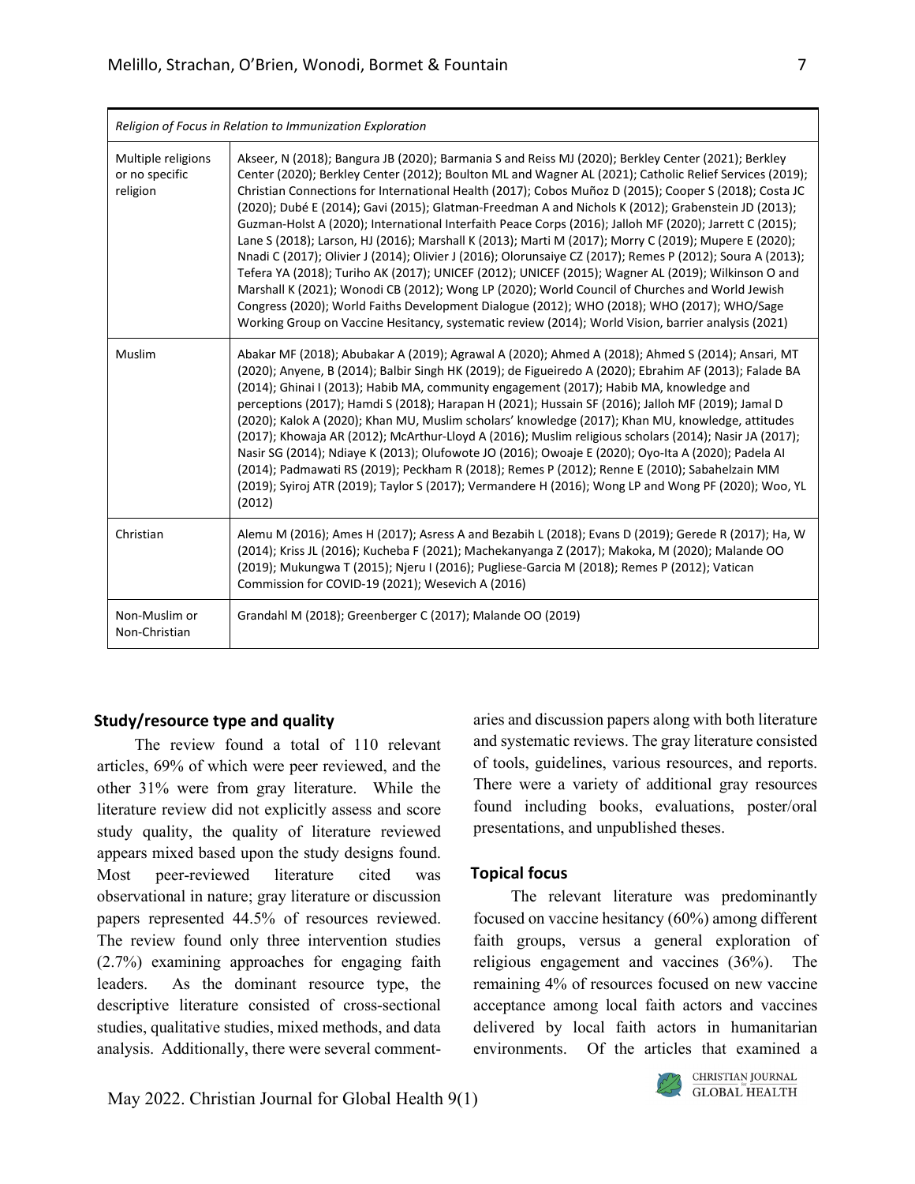| *Religion of Focus in Relation to Immunization Exploration* | |
|---|---|
| Multiple religions or no specific religion | Akseer, N (2018); Bangura JB (2020); Barmania S and Reiss MJ (2020); Berkley Center (2021); Berkley Center (2020); Berkley Center (2012); Boulton ML and Wagner AL (2021); Catholic Relief Services (2019); Christian Connections for International Health (2017); Cobos Muñoz D (2015); Cooper S (2018); Costa JC (2020); Dubé E (2014); Gavi (2015); Glatman-Freedman A and Nichols K (2012); Grabenstein JD (2013); Guzman-Holst A (2020); International Interfaith Peace Corps (2016); Jalloh MF (2020); Jarrett C (2015); Lane S (2018); Larson, HJ (2016); Marshall K (2013); Marti M (2017); Morry C (2019); Mupere E (2020); Nnadi C (2017); Olivier J (2014); Olivier J (2016); Olorunsaiye CZ (2017); Remes P (2012); Soura A (2013); Tefera YA (2018); Turiho AK (2017); UNICEF (2012); UNICEF (2015); Wagner AL (2019); Wilkinson O and Marshall K (2021); Wonodi CB (2012); Wong LP (2020); World Council of Churches and World Jewish Congress (2020); World Faiths Development Dialogue (2012); WHO (2018); WHO (2017); WHO/Sage Working Group on Vaccine Hesitancy, systematic review (2014); World Vision, barrier analysis (2021) |
| Muslim | Abakar MF (2018); Abubakar A (2019); Agrawal A (2020); Ahmed A (2018); Ahmed S (2014); Ansari, MT (2020); Anyene, B (2014); Balbir Singh HK (2019); de Figueiredo A (2020); Ebrahim AF (2013); Falade BA (2014); Ghinai I (2013); Habib MA, community engagement (2017); Habib MA, knowledge and perceptions (2017); Hamdi S (2018); Harapan H (2021); Hussain SF (2016); Jalloh MF (2019); Jamal D (2020); Kalok A (2020); Khan MU, Muslim scholars' knowledge (2017); Khan MU, knowledge, attitudes (2017); Khowaja AR (2012); McArthur-Lloyd A (2016); Muslim religious scholars (2014); Nasir JA (2017); Nasir SG (2014); Ndiaye K (2013); Olufowote JO (2016); Owoaje E (2020); Oyo-Ita A (2020); Padela AI (2014); Padmawati RS (2019); Peckham R (2018); Remes P (2012); Renne E (2010); Sabahelzain MM (2019); Syiroj ATR (2019); Taylor S (2017); Vermandere H (2016); Wong LP and Wong PF (2020); Woo, YL (2012) |
| Christian | Alemu M (2016); Ames H (2017); Asress A and Bezabih L (2018); Evans D (2019); Gerede R (2017); Ha, W (2014); Kriss JL (2016); Kucheba F (2021); Machekanyanga Z (2017); Makoka, M (2020); Malande OO (2019); Mukungwa T (2015); Njeru I (2016); Pugliese-Garcia M (2018); Remes P (2012); Vatican Commission for COVID-19 (2021); Wesevich A (2016) |
| Non-Muslim or Non-Christian | Grandahl M (2018); Greenberger C (2017); Malande OO (2019) |

### Study/resource type and quality

The review found a total of 110 relevant articles, 69% of which were peer reviewed, and the other 31% were from gray literature. While the literature review did not explicitly assess and score study quality, the quality of literature reviewed appears mixed based upon the study designs found. Most peer-reviewed literature cited was observational in nature; gray literature or discussion papers represented 44.5% of resources reviewed. The review found only three intervention studies (2.7%) examining approaches for engaging faith leaders. As the dominant resource type, the descriptive literature consisted of cross-sectional studies, qualitative studies, mixed methods, and data analysis. Additionally, there were several commentaries and discussion papers along with both literature and systematic reviews. The gray literature consisted of tools, guidelines, various resources, and reports. There were a variety of additional gray resources found including books, evaluations, poster/oral presentations, and unpublished theses.

### Topical focus

The relevant literature was predominantly focused on vaccine hesitancy (60%) among different faith groups, versus a general exploration of religious engagement and vaccines (36%). The remaining 4% of resources focused on new vaccine acceptance among local faith actors and vaccines delivered by local faith actors in humanitarian environments. Of the articles that examined a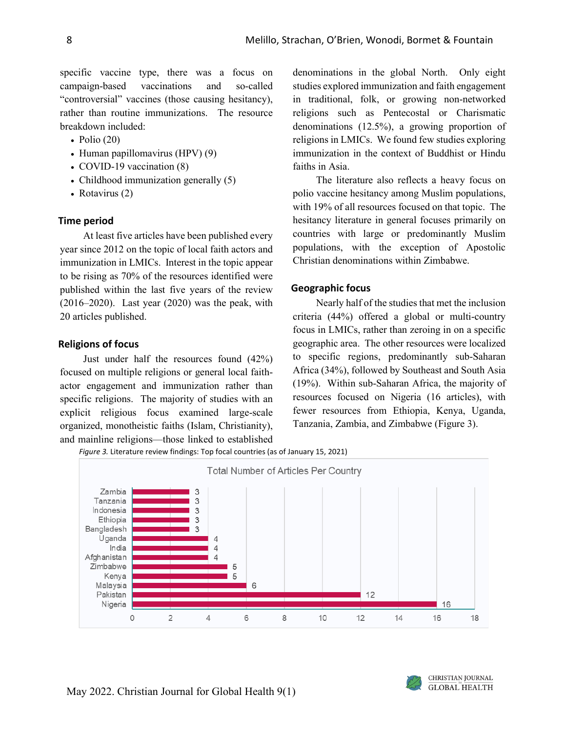specific vaccine type, there was a focus on campaign-based vaccinations and so-called "controversial" vaccines (those causing hesitancy), rather than routine immunizations. The resource breakdown included:

- Polio (20)
- Human papillomavirus (HPV) (9)
- COVID-19 vaccination (8)
- Childhood immunization generally (5)
- Rotavirus (2)

## Time period

At least five articles have been published every year since 2012 on the topic of local faith actors and immunization in LMICs. Interest in the topic appear to be rising as 70% of the resources identified were published within the last five years of the review (2016–2020). Last year (2020) was the peak, with 20 articles published.

## Religions of focus

Just under half the resources found (42%) focused on multiple religions or general local faith-actor engagement and immunization rather than specific religions. The majority of studies with an explicit religious focus examined large-scale organized, monotheistic faiths (Islam, Christianity), and mainline religions—those linked to established denominations in the global North. Only eight studies explored immunization and faith engagement in traditional, folk, or growing non-networked religions such as Pentecostal or Charismatic denominations (12.5%), a growing proportion of religions in LMICs. We found few studies exploring immunization in the context of Buddhist or Hindu faiths in Asia.

The literature also reflects a heavy focus on polio vaccine hesitancy among Muslim populations, with 19% of all resources focused on that topic. The hesitancy literature in general focuses primarily on countries with large or predominantly Muslim populations, with the exception of Apostolic Christian denominations within Zimbabwe.

## Geographic focus

Nearly half of the studies that met the inclusion criteria (44%) offered a global or multi-country focus in LMICs, rather than zeroing in on a specific geographic area. The other resources were localized to specific regions, predominantly sub-Saharan Africa (34%), followed by Southeast and South Asia (19%). Within sub-Saharan Africa, the majority of resources focused on Nigeria (16 articles), with fewer resources from Ethiopia, Kenya, Uganda, Tanzania, Zambia, and Zimbabwe (Figure 3).

*Figure 3.* Literature review findings: Top focal countries (as of January 15, 2021)

Total Number of Articles Per Country

| Country | Articles |
|---|---|
| Zambia | 3 |
| Tanzania | 3 |
| Indonesia | 3 |
| Ethiopia | 3 |
| Bangladesh | 3 |
| Uganda | 4 |
| India | 4 |
| Afghanistan | 4 |
| Zimbabwe | 5 |
| Kenya | 5 |
| Malaysia | 6 |
| Pakistan | 12 |
| Nigeria | 16 |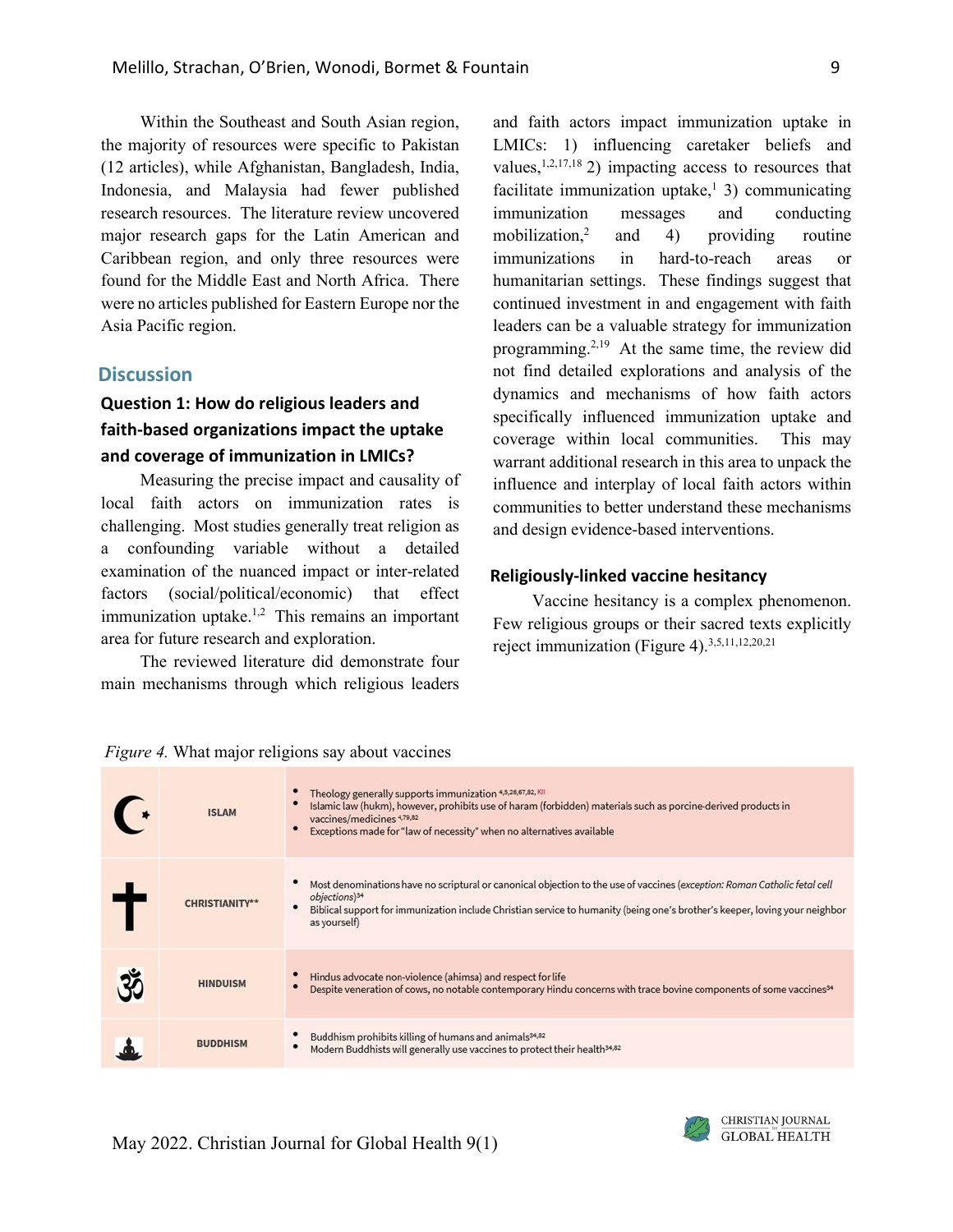Within the Southeast and South Asian region, the majority of resources were specific to Pakistan (12 articles), while Afghanistan, Bangladesh, India, Indonesia, and Malaysia had fewer published research resources. The literature review uncovered major research gaps for the Latin American and Caribbean region, and only three resources were found for the Middle East and North Africa. There were no articles published for Eastern Europe nor the Asia Pacific region.

## Discussion

### Question 1: How do religious leaders and faith-based organizations impact the uptake and coverage of immunization in LMICs?

Measuring the precise impact and causality of local faith actors on immunization rates is challenging. Most studies generally treat religion as a confounding variable without a detailed examination of the nuanced impact or inter-related factors (social/political/economic) that effect immunization uptake.[1,2] This remains an important area for future research and exploration.

The reviewed literature did demonstrate four main mechanisms through which religious leaders and faith actors impact immunization uptake in LMICs: 1) influencing caretaker beliefs and values,[1,2,17,18] 2) impacting access to resources that facilitate immunization uptake,[1] 3) communicating immunization messages and conducting mobilization,[2] and 4) providing routine immunizations in hard-to-reach areas or humanitarian settings. These findings suggest that continued investment in and engagement with faith leaders can be a valuable strategy for immunization programming.[2,19] At the same time, the review did not find detailed explorations and analysis of the dynamics and mechanisms of how faith actors specifically influenced immunization uptake and coverage within local communities. This may warrant additional research in this area to unpack the influence and interplay of local faith actors within communities to better understand these mechanisms and design evidence-based interventions.

### Religiously-linked vaccine hesitancy

Vaccine hesitancy is a complex phenomenon. Few religious groups or their sacred texts explicitly reject immunization (Figure 4).[3,5,11,12,20,21]

*Figure 4.* What major religions say about vaccines

| Symbol | Religion | What it says about vaccines |
|---|---|---|
| ☪ | ISLAM | • Theology generally supports immunization [4,5,26,67,82, KII] <br> • Islamic law (hukm), however, prohibits use of haram (forbidden) materials such as porcine-derived products in vaccines/medicines [4,79,82] <br> • Exceptions made for "law of necessity" when no alternatives available |
| ✝ | CHRISTIANITY** | • Most denominations have no scriptural or canonical objection to the use of vaccines (*exception: Roman Catholic fetal cell objections*)[34] <br> • Biblical support for immunization include Christian service to humanity (being one's brother's keeper, loving your neighbor as yourself) |
| ॐ | HINDUISM | • Hindus advocate non-violence (ahimsa) and respect for life <br> • Despite veneration of cows, no notable contemporary Hindu concerns with trace bovine components of some vaccines[34] |
| ☸ | BUDDHISM | • Buddhism prohibits killing of humans and animals[34,82] <br> • Modern Buddhists will generally use vaccines to protect their health[34,82] |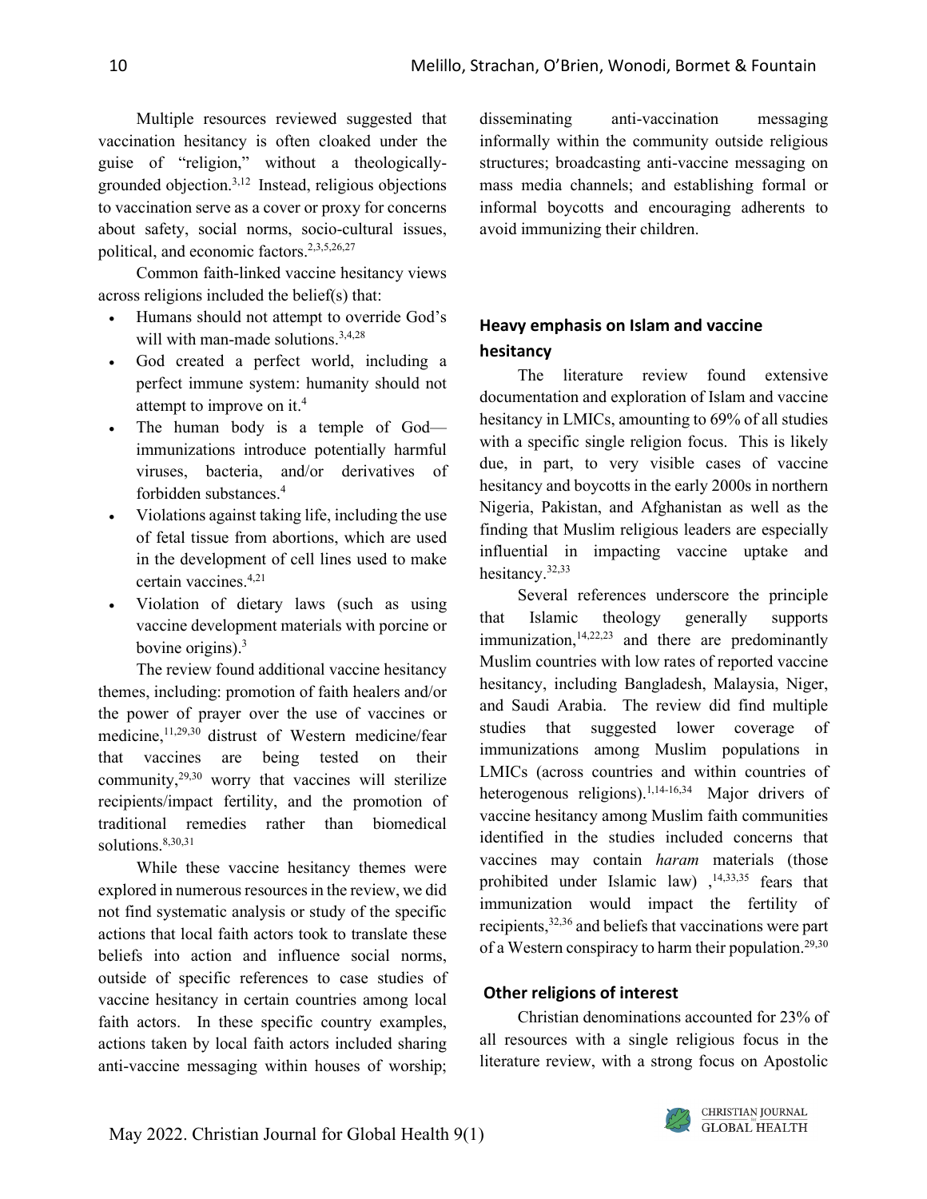Multiple resources reviewed suggested that vaccination hesitancy is often cloaked under the guise of "religion," without a theologically-grounded objection.[3,12] Instead, religious objections to vaccination serve as a cover or proxy for concerns about safety, social norms, socio-cultural issues, political, and economic factors.[2,3,5,26,27]

Common faith-linked vaccine hesitancy views across religions included the belief(s) that:

- Humans should not attempt to override God's will with man-made solutions.[3,4,28]
- God created a perfect world, including a perfect immune system: humanity should not attempt to improve on it.[4]
- The human body is a temple of God—immunizations introduce potentially harmful viruses, bacteria, and/or derivatives of forbidden substances.[4]
- Violations against taking life, including the use of fetal tissue from abortions, which are used in the development of cell lines used to make certain vaccines.[4,21]
- Violation of dietary laws (such as using vaccine development materials with porcine or bovine origins).[3]

The review found additional vaccine hesitancy themes, including: promotion of faith healers and/or the power of prayer over the use of vaccines or medicine,[11,29,30] distrust of Western medicine/fear that vaccines are being tested on their community,[29,30] worry that vaccines will sterilize recipients/impact fertility, and the promotion of traditional remedies rather than biomedical solutions.[8,30,31]

While these vaccine hesitancy themes were explored in numerous resources in the review, we did not find systematic analysis or study of the specific actions that local faith actors took to translate these beliefs into action and influence social norms, outside of specific references to case studies of vaccine hesitancy in certain countries among local faith actors. In these specific country examples, actions taken by local faith actors included sharing anti-vaccine messaging within houses of worship; disseminating anti-vaccination messaging informally within the community outside religious structures; broadcasting anti-vaccine messaging on mass media channels; and establishing formal or informal boycotts and encouraging adherents to avoid immunizing their children.

## Heavy emphasis on Islam and vaccine hesitancy

The literature review found extensive documentation and exploration of Islam and vaccine hesitancy in LMICs, amounting to 69% of all studies with a specific single religion focus. This is likely due, in part, to very visible cases of vaccine hesitancy and boycotts in the early 2000s in northern Nigeria, Pakistan, and Afghanistan as well as the finding that Muslim religious leaders are especially influential in impacting vaccine uptake and hesitancy.[32,33]

Several references underscore the principle that Islamic theology generally supports immunization,[14,22,23] and there are predominantly Muslim countries with low rates of reported vaccine hesitancy, including Bangladesh, Malaysia, Niger, and Saudi Arabia. The review did find multiple studies that suggested lower coverage of immunizations among Muslim populations in LMICs (across countries and within countries of heterogenous religions).[1,14-16,34] Major drivers of vaccine hesitancy among Muslim faith communities identified in the studies included concerns that vaccines may contain *haram* materials (those prohibited under Islamic law) ,[14,33,35] fears that immunization would impact the fertility of recipients,[32,36] and beliefs that vaccinations were part of a Western conspiracy to harm their population.[29,30]

## Other religions of interest

Christian denominations accounted for 23% of all resources with a single religious focus in the literature review, with a strong focus on Apostolic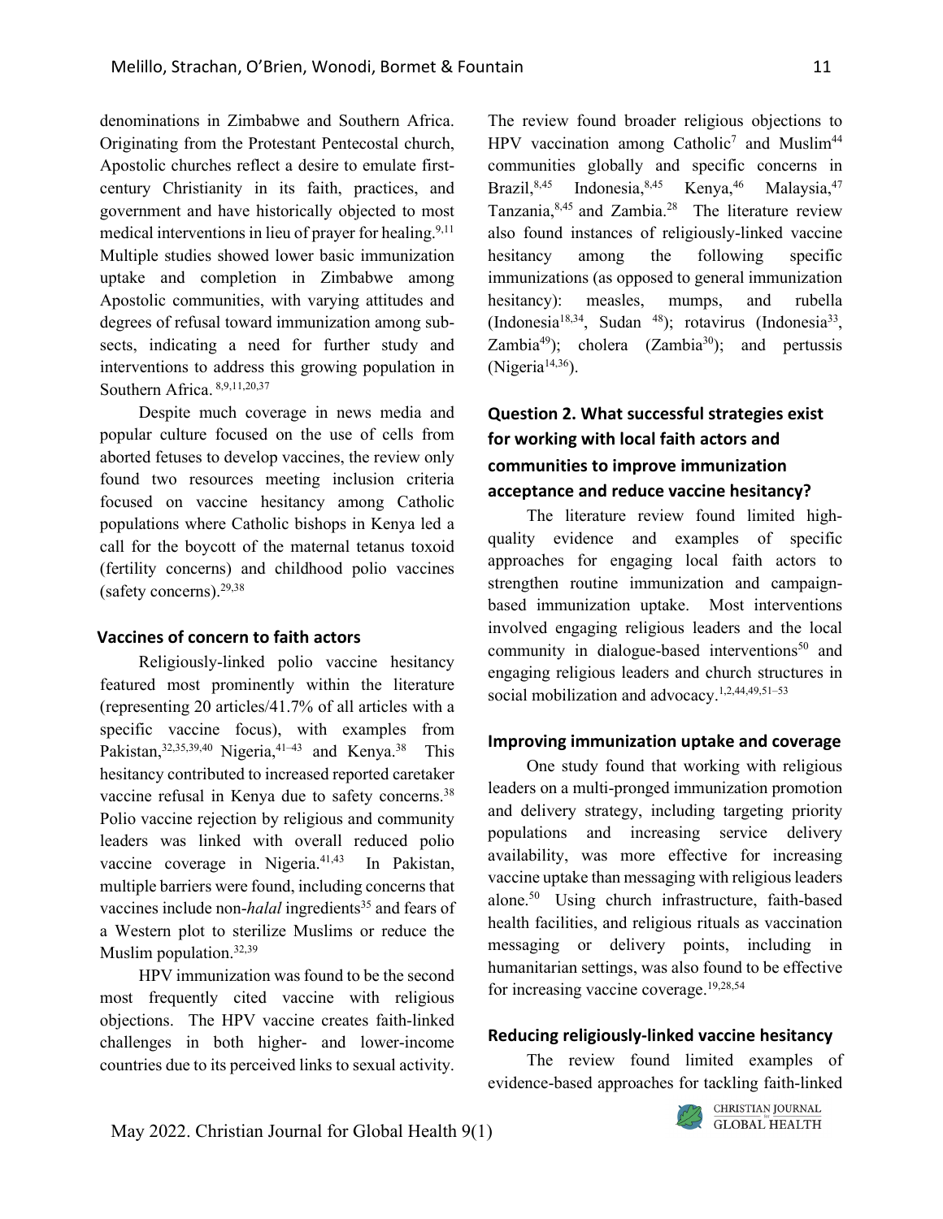denominations in Zimbabwe and Southern Africa. Originating from the Protestant Pentecostal church, Apostolic churches reflect a desire to emulate first-century Christianity in its faith, practices, and government and have historically objected to most medical interventions in lieu of prayer for healing.[9,11] Multiple studies showed lower basic immunization uptake and completion in Zimbabwe among Apostolic communities, with varying attitudes and degrees of refusal toward immunization among sub-sects, indicating a need for further study and interventions to address this growing population in Southern Africa.[8,9,11,20,37]

Despite much coverage in news media and popular culture focused on the use of cells from aborted fetuses to develop vaccines, the review only found two resources meeting inclusion criteria focused on vaccine hesitancy among Catholic populations where Catholic bishops in Kenya led a call for the boycott of the maternal tetanus toxoid (fertility concerns) and childhood polio vaccines (safety concerns).[29,38]

### Vaccines of concern to faith actors

Religiously-linked polio vaccine hesitancy featured most prominently within the literature (representing 20 articles/41.7% of all articles with a specific vaccine focus), with examples from Pakistan,[32,35,39,40] Nigeria,[41–43] and Kenya.[38] This hesitancy contributed to increased reported caretaker vaccine refusal in Kenya due to safety concerns.[38] Polio vaccine rejection by religious and community leaders was linked with overall reduced polio vaccine coverage in Nigeria.[41,43] In Pakistan, multiple barriers were found, including concerns that vaccines include non-*halal* ingredients[35] and fears of a Western plot to sterilize Muslims or reduce the Muslim population.[32,39]

HPV immunization was found to be the second most frequently cited vaccine with religious objections. The HPV vaccine creates faith-linked challenges in both higher- and lower-income countries due to its perceived links to sexual activity. The review found broader religious objections to HPV vaccination among Catholic[7] and Muslim[44] communities globally and specific concerns in Brazil,[8,45] Indonesia,[8,45] Kenya,[46] Malaysia,[47] Tanzania,[8,45] and Zambia.[28] The literature review also found instances of religiously-linked vaccine hesitancy among the following specific immunizations (as opposed to general immunization hesitancy): measles, mumps, and rubella (Indonesia[18,34], Sudan [48]); rotavirus (Indonesia[33], Zambia[49]); cholera (Zambia[30]); and pertussis (Nigeria[14,36]).

## Question 2. What successful strategies exist for working with local faith actors and communities to improve immunization acceptance and reduce vaccine hesitancy?

The literature review found limited high-quality evidence and examples of specific approaches for engaging local faith actors to strengthen routine immunization and campaign-based immunization uptake. Most interventions involved engaging religious leaders and the local community in dialogue-based interventions[50] and engaging religious leaders and church structures in social mobilization and advocacy.[1,2,44,49,51–53]

### Improving immunization uptake and coverage

One study found that working with religious leaders on a multi-pronged immunization promotion and delivery strategy, including targeting priority populations and increasing service delivery availability, was more effective for increasing vaccine uptake than messaging with religious leaders alone.[50] Using church infrastructure, faith-based health facilities, and religious rituals as vaccination messaging or delivery points, including in humanitarian settings, was also found to be effective for increasing vaccine coverage.[19,28,54]

### Reducing religiously-linked vaccine hesitancy

The review found limited examples of evidence-based approaches for tackling faith-linked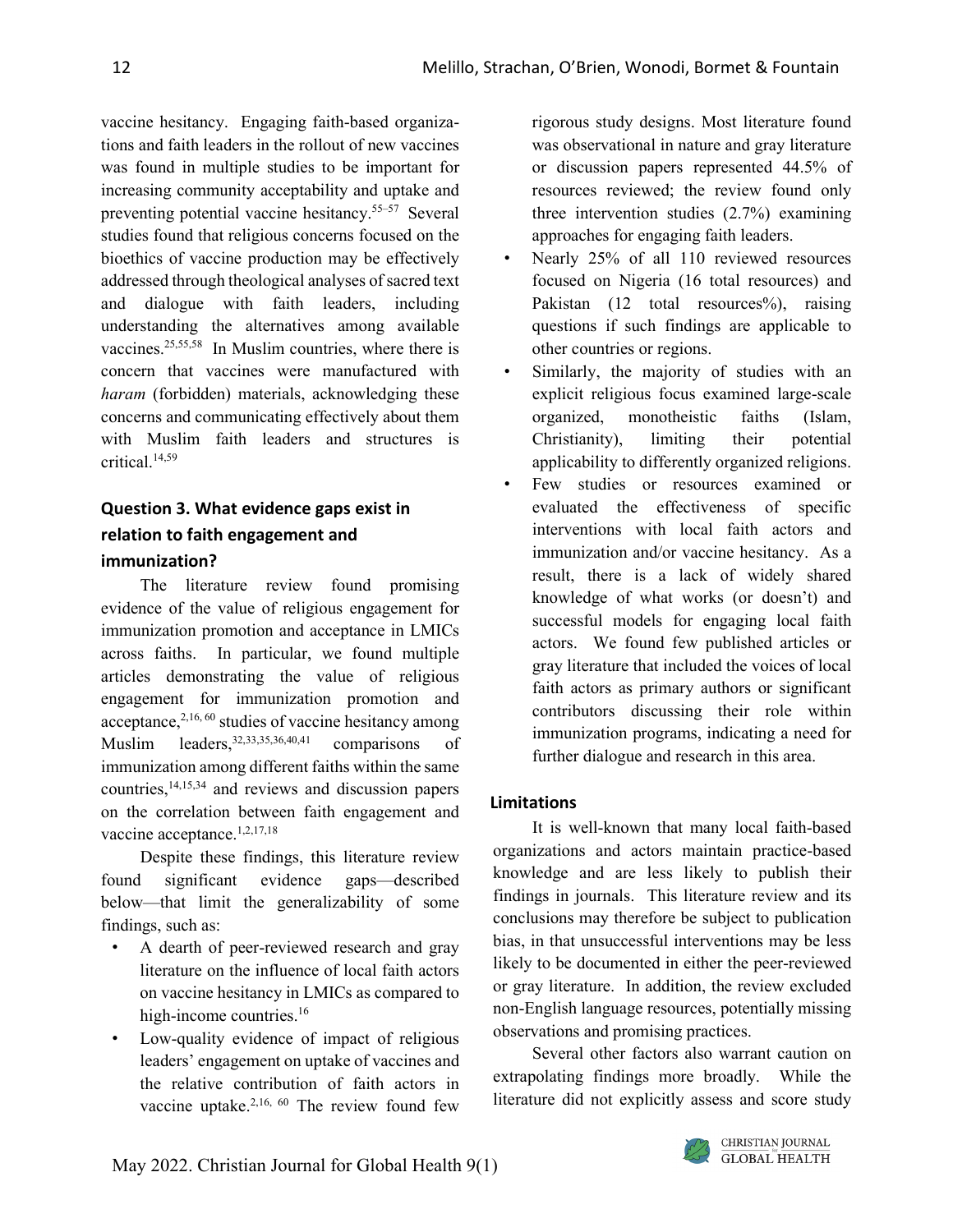vaccine hesitancy. Engaging faith-based organizations and faith leaders in the rollout of new vaccines was found in multiple studies to be important for increasing community acceptability and uptake and preventing potential vaccine hesitancy.[55–57] Several studies found that religious concerns focused on the bioethics of vaccine production may be effectively addressed through theological analyses of sacred text and dialogue with faith leaders, including understanding the alternatives among available vaccines.[25,55,58] In Muslim countries, where there is concern that vaccines were manufactured with *haram* (forbidden) materials, acknowledging these concerns and communicating effectively about them with Muslim faith leaders and structures is critical.[14,59]

## Question 3. What evidence gaps exist in relation to faith engagement and immunization?

The literature review found promising evidence of the value of religious engagement for immunization promotion and acceptance in LMICs across faiths. In particular, we found multiple articles demonstrating the value of religious engagement for immunization promotion and acceptance,[2,16,60] studies of vaccine hesitancy among Muslim leaders,[32,33,35,36,40,41] comparisons of immunization among different faiths within the same countries,[14,15,34] and reviews and discussion papers on the correlation between faith engagement and vaccine acceptance.[1,2,17,18]

Despite these findings, this literature review found significant evidence gaps—described below—that limit the generalizability of some findings, such as:

- A dearth of peer-reviewed research and gray literature on the influence of local faith actors on vaccine hesitancy in LMICs as compared to high-income countries.[16]
- Low-quality evidence of impact of religious leaders' engagement on uptake of vaccines and the relative contribution of faith actors in vaccine uptake.[2,16,60] The review found few rigorous study designs. Most literature found was observational in nature and gray literature or discussion papers represented 44.5% of resources reviewed; the review found only three intervention studies (2.7%) examining approaches for engaging faith leaders.
- Nearly 25% of all 110 reviewed resources focused on Nigeria (16 total resources) and Pakistan (12 total resources%), raising questions if such findings are applicable to other countries or regions.
- Similarly, the majority of studies with an explicit religious focus examined large-scale organized, monotheistic faiths (Islam, Christianity), limiting their potential applicability to differently organized religions.
- Few studies or resources examined or evaluated the effectiveness of specific interventions with local faith actors and immunization and/or vaccine hesitancy. As a result, there is a lack of widely shared knowledge of what works (or doesn't) and successful models for engaging local faith actors. We found few published articles or gray literature that included the voices of local faith actors as primary authors or significant contributors discussing their role within immunization programs, indicating a need for further dialogue and research in this area.

## Limitations

It is well-known that many local faith-based organizations and actors maintain practice-based knowledge and are less likely to publish their findings in journals. This literature review and its conclusions may therefore be subject to publication bias, in that unsuccessful interventions may be less likely to be documented in either the peer-reviewed or gray literature. In addition, the review excluded non-English language resources, potentially missing observations and promising practices.

Several other factors also warrant caution on extrapolating findings more broadly. While the literature did not explicitly assess and score study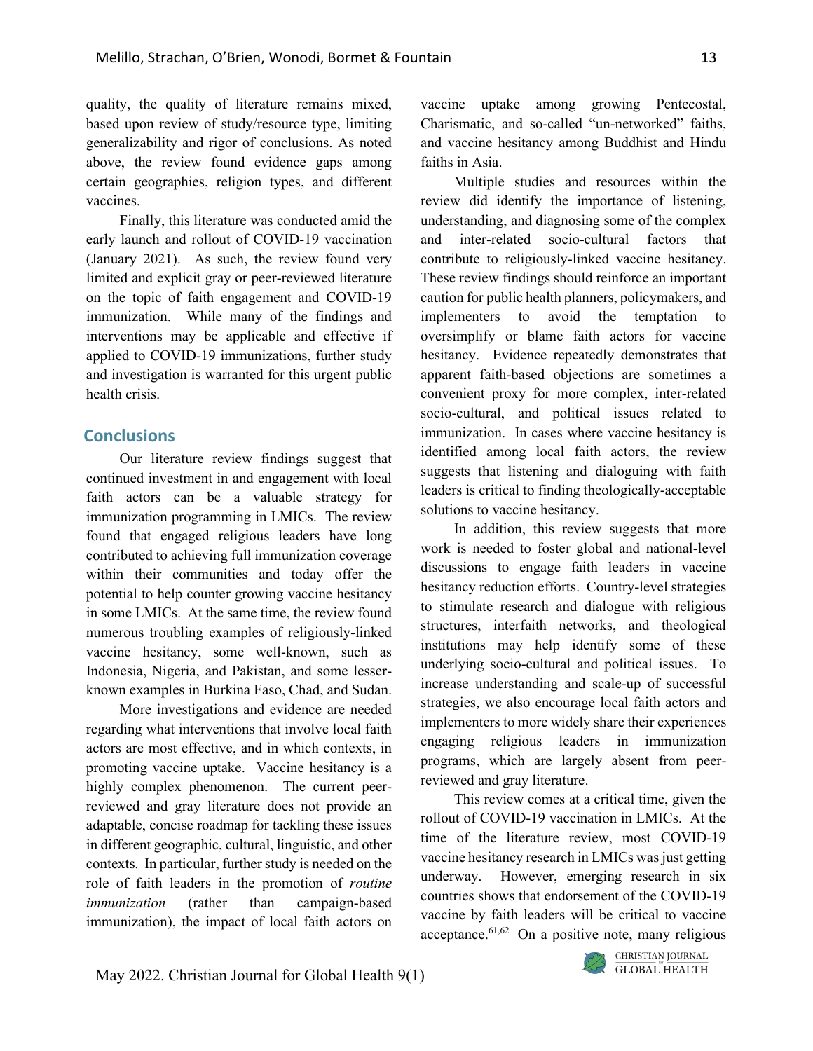quality, the quality of literature remains mixed, based upon review of study/resource type, limiting generalizability and rigor of conclusions. As noted above, the review found evidence gaps among certain geographies, religion types, and different vaccines.

Finally, this literature was conducted amid the early launch and rollout of COVID-19 vaccination (January 2021). As such, the review found very limited and explicit gray or peer-reviewed literature on the topic of faith engagement and COVID-19 immunization. While many of the findings and interventions may be applicable and effective if applied to COVID-19 immunizations, further study and investigation is warranted for this urgent public health crisis.

## Conclusions

Our literature review findings suggest that continued investment in and engagement with local faith actors can be a valuable strategy for immunization programming in LMICs. The review found that engaged religious leaders have long contributed to achieving full immunization coverage within their communities and today offer the potential to help counter growing vaccine hesitancy in some LMICs. At the same time, the review found numerous troubling examples of religiously-linked vaccine hesitancy, some well-known, such as Indonesia, Nigeria, and Pakistan, and some lesser-known examples in Burkina Faso, Chad, and Sudan.

More investigations and evidence are needed regarding what interventions that involve local faith actors are most effective, and in which contexts, in promoting vaccine uptake. Vaccine hesitancy is a highly complex phenomenon. The current peer-reviewed and gray literature does not provide an adaptable, concise roadmap for tackling these issues in different geographic, cultural, linguistic, and other contexts. In particular, further study is needed on the role of faith leaders in the promotion of *routine immunization* (rather than campaign-based immunization), the impact of local faith actors on vaccine uptake among growing Pentecostal, Charismatic, and so-called "un-networked" faiths, and vaccine hesitancy among Buddhist and Hindu faiths in Asia.

Multiple studies and resources within the review did identify the importance of listening, understanding, and diagnosing some of the complex and inter-related socio-cultural factors that contribute to religiously-linked vaccine hesitancy. These review findings should reinforce an important caution for public health planners, policymakers, and implementers to avoid the temptation to oversimplify or blame faith actors for vaccine hesitancy. Evidence repeatedly demonstrates that apparent faith-based objections are sometimes a convenient proxy for more complex, inter-related socio-cultural, and political issues related to immunization. In cases where vaccine hesitancy is identified among local faith actors, the review suggests that listening and dialoguing with faith leaders is critical to finding theologically-acceptable solutions to vaccine hesitancy.

In addition, this review suggests that more work is needed to foster global and national-level discussions to engage faith leaders in vaccine hesitancy reduction efforts. Country-level strategies to stimulate research and dialogue with religious structures, interfaith networks, and theological institutions may help identify some of these underlying socio-cultural and political issues. To increase understanding and scale-up of successful strategies, we also encourage local faith actors and implementers to more widely share their experiences engaging religious leaders in immunization programs, which are largely absent from peer-reviewed and gray literature.

This review comes at a critical time, given the rollout of COVID-19 vaccination in LMICs. At the time of the literature review, most COVID-19 vaccine hesitancy research in LMICs was just getting underway. However, emerging research in six countries shows that endorsement of the COVID-19 vaccine by faith leaders will be critical to vaccine acceptance.[61,62] On a positive note, many religious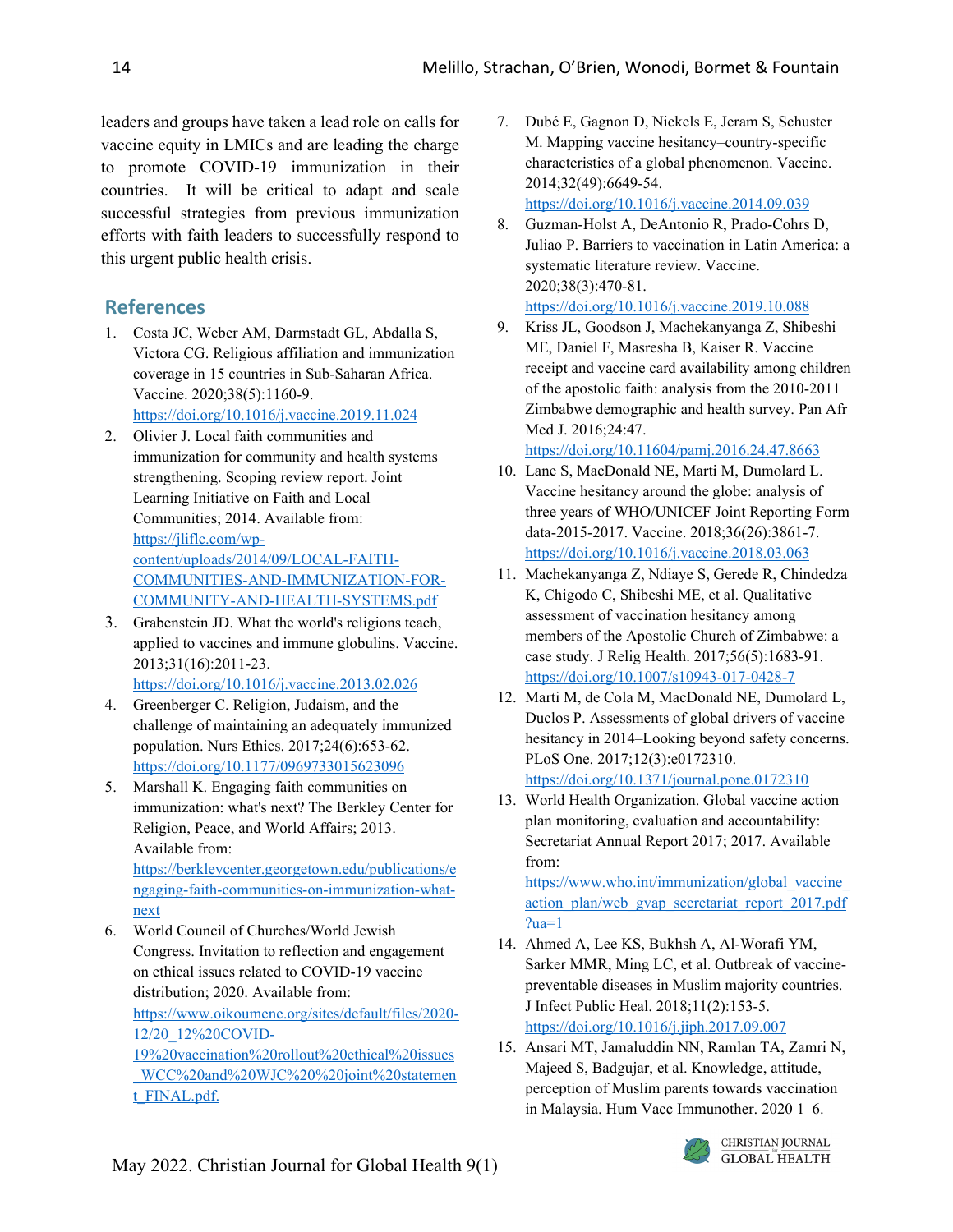leaders and groups have taken a lead role on calls for vaccine equity in LMICs and are leading the charge to promote COVID-19 immunization in their countries. It will be critical to adapt and scale successful strategies from previous immunization efforts with faith leaders to successfully respond to this urgent public health crisis.

## References

1. Costa JC, Weber AM, Darmstadt GL, Abdalla S, Victora CG. Religious affiliation and immunization coverage in 15 countries in Sub-Saharan Africa. Vaccine. 2020;38(5):1160-9. https://doi.org/10.1016/j.vaccine.2019.11.024
2. Olivier J. Local faith communities and immunization for community and health systems strengthening. Scoping review report. Joint Learning Initiative on Faith and Local Communities; 2014. Available from: https://jliflc.com/wp-content/uploads/2014/09/LOCAL-FAITH-COMMUNITIES-AND-IMMUNIZATION-FOR-COMMUNITY-AND-HEALTH-SYSTEMS.pdf
3. Grabenstein JD. What the world's religions teach, applied to vaccines and immune globulins. Vaccine. 2013;31(16):2011-23. https://doi.org/10.1016/j.vaccine.2013.02.026
4. Greenberger C. Religion, Judaism, and the challenge of maintaining an adequately immunized population. Nurs Ethics. 2017;24(6):653-62. https://doi.org/10.1177/0969733015623096
5. Marshall K. Engaging faith communities on immunization: what's next? The Berkley Center for Religion, Peace, and World Affairs; 2013. Available from: https://berkleycenter.georgetown.edu/publications/engaging-faith-communities-on-immunization-what-next
6. World Council of Churches/World Jewish Congress. Invitation to reflection and engagement on ethical issues related to COVID-19 vaccine distribution; 2020. Available from: https://www.oikoumene.org/sites/default/files/2020-12/20_12%20COVID-19%20vaccination%20rollout%20ethical%20issues_WCC%20and%20WJC%20%20joint%20statement_FINAL.pdf.
7. Dubé E, Gagnon D, Nickels E, Jeram S, Schuster M. Mapping vaccine hesitancy–country-specific characteristics of a global phenomenon. Vaccine. 2014;32(49):6649-54. https://doi.org/10.1016/j.vaccine.2014.09.039
8. Guzman-Holst A, DeAntonio R, Prado-Cohrs D, Juliao P. Barriers to vaccination in Latin America: a systematic literature review. Vaccine. 2020;38(3):470-81. https://doi.org/10.1016/j.vaccine.2019.10.088
9. Kriss JL, Goodson J, Machekanyanga Z, Shibeshi ME, Daniel F, Masresha B, Kaiser R. Vaccine receipt and vaccine card availability among children of the apostolic faith: analysis from the 2010-2011 Zimbabwe demographic and health survey. Pan Afr Med J. 2016;24:47. https://doi.org/10.11604/pamj.2016.24.47.8663
10. Lane S, MacDonald NE, Marti M, Dumolard L. Vaccine hesitancy around the globe: analysis of three years of WHO/UNICEF Joint Reporting Form data-2015-2017. Vaccine. 2018;36(26):3861-7. https://doi.org/10.1016/j.vaccine.2018.03.063
11. Machekanyanga Z, Ndiaye S, Gerede R, Chindedza K, Chigodo C, Shibeshi ME, et al. Qualitative assessment of vaccination hesitancy among members of the Apostolic Church of Zimbabwe: a case study. J Relig Health. 2017;56(5):1683-91. https://doi.org/10.1007/s10943-017-0428-7
12. Marti M, de Cola M, MacDonald NE, Dumolard L, Duclos P. Assessments of global drivers of vaccine hesitancy in 2014–Looking beyond safety concerns. PLoS One. 2017;12(3):e0172310. https://doi.org/10.1371/journal.pone.0172310
13. World Health Organization. Global vaccine action plan monitoring, evaluation and accountability: Secretariat Annual Report 2017; 2017. Available from: https://www.who.int/immunization/global_vaccine_action_plan/web_gvap_secretariat_report_2017.pdf?ua=1
14. Ahmed A, Lee KS, Bukhsh A, Al-Worafi YM, Sarker MMR, Ming LC, et al. Outbreak of vaccine-preventable diseases in Muslim majority countries. J Infect Public Heal. 2018;11(2):153-5. https://doi.org/10.1016/j.jiph.2017.09.007
15. Ansari MT, Jamaluddin NN, Ramlan TA, Zamri N, Majeed S, Badgujar, et al. Knowledge, attitude, perception of Muslim parents towards vaccination in Malaysia. Hum Vacc Immunother. 2020 1–6.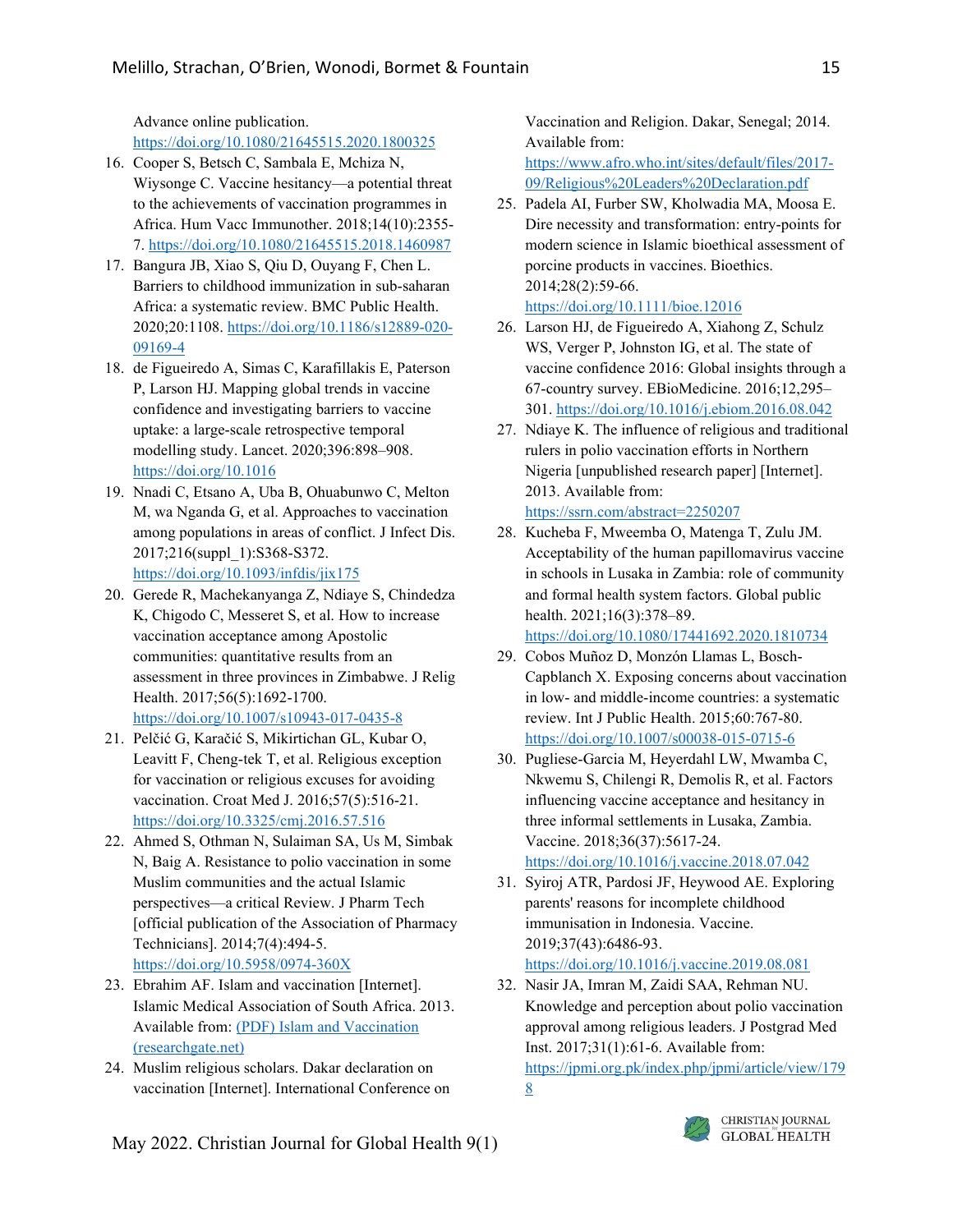Advance online publication. https://doi.org/10.1080/21645515.2020.1800325

16. Cooper S, Betsch C, Sambala E, Mchiza N, Wiysonge C. Vaccine hesitancy—a potential threat to the achievements of vaccination programmes in Africa. Hum Vacc Immunother. 2018;14(10):2355-7. https://doi.org/10.1080/21645515.2018.1460987
17. Bangura JB, Xiao S, Qiu D, Ouyang F, Chen L. Barriers to childhood immunization in sub-saharan Africa: a systematic review. BMC Public Health. 2020;20:1108. https://doi.org/10.1186/s12889-020-09169-4
18. de Figueiredo A, Simas C, Karafillakis E, Paterson P, Larson HJ. Mapping global trends in vaccine confidence and investigating barriers to vaccine uptake: a large-scale retrospective temporal modelling study. Lancet. 2020;396:898–908. https://doi.org/10.1016
19. Nnadi C, Etsano A, Uba B, Ohuabunwo C, Melton M, wa Nganda G, et al. Approaches to vaccination among populations in areas of conflict. J Infect Dis. 2017;216(suppl_1):S368-S372. https://doi.org/10.1093/infdis/jix175
20. Gerede R, Machekanyanga Z, Ndiaye S, Chindedza K, Chigodo C, Messeret S, et al. How to increase vaccination acceptance among Apostolic communities: quantitative results from an assessment in three provinces in Zimbabwe. J Relig Health. 2017;56(5):1692-1700. https://doi.org/10.1007/s10943-017-0435-8
21. Pelčić G, Karačić S, Mikirtichan GL, Kubar O, Leavitt F, Cheng-tek T, et al. Religious exception for vaccination or religious excuses for avoiding vaccination. Croat Med J. 2016;57(5):516-21. https://doi.org/10.3325/cmj.2016.57.516
22. Ahmed S, Othman N, Sulaiman SA, Us M, Simbak N, Baig A. Resistance to polio vaccination in some Muslim communities and the actual Islamic perspectives—a critical Review. J Pharm Tech [official publication of the Association of Pharmacy Technicians]. 2014;7(4):494-5. https://doi.org/10.5958/0974-360X
23. Ebrahim AF. Islam and vaccination [Internet]. Islamic Medical Association of South Africa. 2013. Available from: (PDF) Islam and Vaccination (researchgate.net)
24. Muslim religious scholars. Dakar declaration on vaccination [Internet]. International Conference on Vaccination and Religion. Dakar, Senegal; 2014. Available from: https://www.afro.who.int/sites/default/files/2017-09/Religious%20Leaders%20Declaration.pdf
25. Padela AI, Furber SW, Kholwadia MA, Moosa E. Dire necessity and transformation: entry-points for modern science in Islamic bioethical assessment of porcine products in vaccines. Bioethics. 2014;28(2):59-66. https://doi.org/10.1111/bioe.12016
26. Larson HJ, de Figueiredo A, Xiahong Z, Schulz WS, Verger P, Johnston IG, et al. The state of vaccine confidence 2016: Global insights through a 67-country survey. EBioMedicine. 2016;12,295–301. https://doi.org/10.1016/j.ebiom.2016.08.042
27. Ndiaye K. The influence of religious and traditional rulers in polio vaccination efforts in Northern Nigeria [unpublished research paper] [Internet]. 2013. Available from: https://ssrn.com/abstract=2250207
28. Kucheba F, Mweemba O, Matenga T, Zulu JM. Acceptability of the human papillomavirus vaccine in schools in Lusaka in Zambia: role of community and formal health system factors. Global public health. 2021;16(3):378–89. https://doi.org/10.1080/17441692.2020.1810734
29. Cobos Muñoz D, Monzón Llamas L, Bosch-Capblanch X. Exposing concerns about vaccination in low- and middle-income countries: a systematic review. Int J Public Health. 2015;60:767-80. https://doi.org/10.1007/s00038-015-0715-6
30. Pugliese-Garcia M, Heyerdahl LW, Mwamba C, Nkwemu S, Chilengi R, Demolis R, et al. Factors influencing vaccine acceptance and hesitancy in three informal settlements in Lusaka, Zambia. Vaccine. 2018;36(37):5617-24. https://doi.org/10.1016/j.vaccine.2018.07.042
31. Syiroj ATR, Pardosi JF, Heywood AE. Exploring parents' reasons for incomplete childhood immunisation in Indonesia. Vaccine. 2019;37(43):6486-93. https://doi.org/10.1016/j.vaccine.2019.08.081
32. Nasir JA, Imran M, Zaidi SAA, Rehman NU. Knowledge and perception about polio vaccination approval among religious leaders. J Postgrad Med Inst. 2017;31(1):61-6. Available from: https://jpmi.org.pk/index.php/jpmi/article/view/1798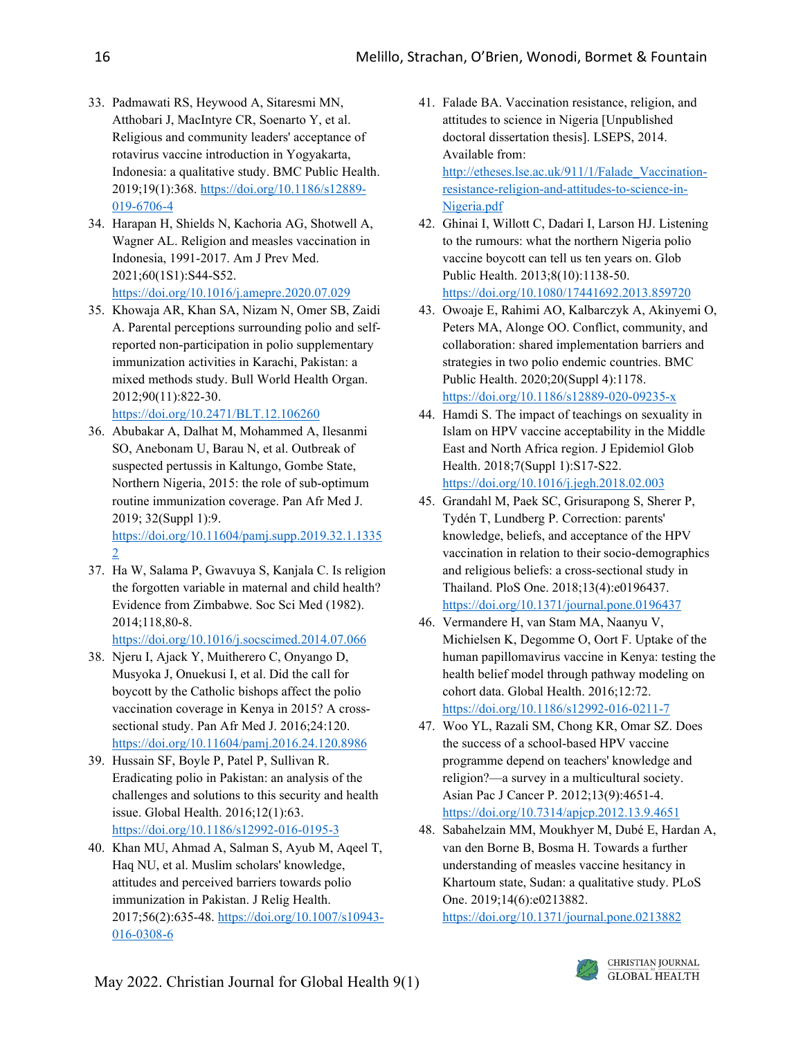33. Padmawati RS, Heywood A, Sitaresmi MN, Atthobari J, MacIntyre CR, Soenarto Y, et al. Religious and community leaders' acceptance of rotavirus vaccine introduction in Yogyakarta, Indonesia: a qualitative study. BMC Public Health. 2019;19(1):368. https://doi.org/10.1186/s12889-019-6706-4
34. Harapan H, Shields N, Kachoria AG, Shotwell A, Wagner AL. Religion and measles vaccination in Indonesia, 1991-2017. Am J Prev Med. 2021;60(1S1):S44-S52. https://doi.org/10.1016/j.amepre.2020.07.029
35. Khowaja AR, Khan SA, Nizam N, Omer SB, Zaidi A. Parental perceptions surrounding polio and self-reported non-participation in polio supplementary immunization activities in Karachi, Pakistan: a mixed methods study. Bull World Health Organ. 2012;90(11):822-30. https://doi.org/10.2471/BLT.12.106260
36. Abubakar A, Dalhat M, Mohammed A, Ilesanmi SO, Anebonam U, Barau N, et al. Outbreak of suspected pertussis in Kaltungo, Gombe State, Northern Nigeria, 2015: the role of sub-optimum routine immunization coverage. Pan Afr Med J. 2019; 32(Suppl 1):9. https://doi.org/10.11604/pamj.supp.2019.32.1.13352
37. Ha W, Salama P, Gwavuya S, Kanjala C. Is religion the forgotten variable in maternal and child health? Evidence from Zimbabwe. Soc Sci Med (1982). 2014;118,80-8. https://doi.org/10.1016/j.socscimed.2014.07.066
38. Njeru I, Ajack Y, Muitherero C, Onyango D, Musyoka J, Onuekusi I, et al. Did the call for boycott by the Catholic bishops affect the polio vaccination coverage in Kenya in 2015? A cross-sectional study. Pan Afr Med J. 2016;24:120. https://doi.org/10.11604/pamj.2016.24.120.8986
39. Hussain SF, Boyle P, Patel P, Sullivan R. Eradicating polio in Pakistan: an analysis of the challenges and solutions to this security and health issue. Global Health. 2016;12(1):63. https://doi.org/10.1186/s12992-016-0195-3
40. Khan MU, Ahmad A, Salman S, Ayub M, Aqeel T, Haq NU, et al. Muslim scholars' knowledge, attitudes and perceived barriers towards polio immunization in Pakistan. J Relig Health. 2017;56(2):635-48. https://doi.org/10.1007/s10943-016-0308-6
41. Falade BA. Vaccination resistance, religion, and attitudes to science in Nigeria [Unpublished doctoral dissertation thesis]. LSEPS, 2014. Available from: http://etheses.lse.ac.uk/911/1/Falade_Vaccination-resistance-religion-and-attitudes-to-science-in-Nigeria.pdf
42. Ghinai I, Willott C, Dadari I, Larson HJ. Listening to the rumours: what the northern Nigeria polio vaccine boycott can tell us ten years on. Glob Public Health. 2013;8(10):1138-50. https://doi.org/10.1080/17441692.2013.859720
43. Owoaje E, Rahimi AO, Kalbarczyk A, Akinyemi O, Peters MA, Alonge OO. Conflict, community, and collaboration: shared implementation barriers and strategies in two polio endemic countries. BMC Public Health. 2020;20(Suppl 4):1178. https://doi.org/10.1186/s12889-020-09235-x
44. Hamdi S. The impact of teachings on sexuality in Islam on HPV vaccine acceptability in the Middle East and North Africa region. J Epidemiol Glob Health. 2018;7(Suppl 1):S17-S22. https://doi.org/10.1016/j.jegh.2018.02.003
45. Grandahl M, Paek SC, Grisurapong S, Sherer P, Tydén T, Lundberg P. Correction: parents' knowledge, beliefs, and acceptance of the HPV vaccination in relation to their socio-demographics and religious beliefs: a cross-sectional study in Thailand. PloS One. 2018;13(4):e0196437. https://doi.org/10.1371/journal.pone.0196437
46. Vermandere H, van Stam MA, Naanyu V, Michielsen K, Degomme O, Oort F. Uptake of the human papillomavirus vaccine in Kenya: testing the health belief model through pathway modeling on cohort data. Global Health. 2016;12:72. https://doi.org/10.1186/s12992-016-0211-7
47. Woo YL, Razali SM, Chong KR, Omar SZ. Does the success of a school-based HPV vaccine programme depend on teachers' knowledge and religion?—a survey in a multicultural society. Asian Pac J Cancer P. 2012;13(9):4651-4. https://doi.org/10.7314/apjcp.2012.13.9.4651
48. Sabahelzain MM, Moukhyer M, Dubé E, Hardan A, van den Borne B, Bosma H. Towards a further understanding of measles vaccine hesitancy in Khartoum state, Sudan: a qualitative study. PLoS One. 2019;14(6):e0213882. https://doi.org/10.1371/journal.pone.0213882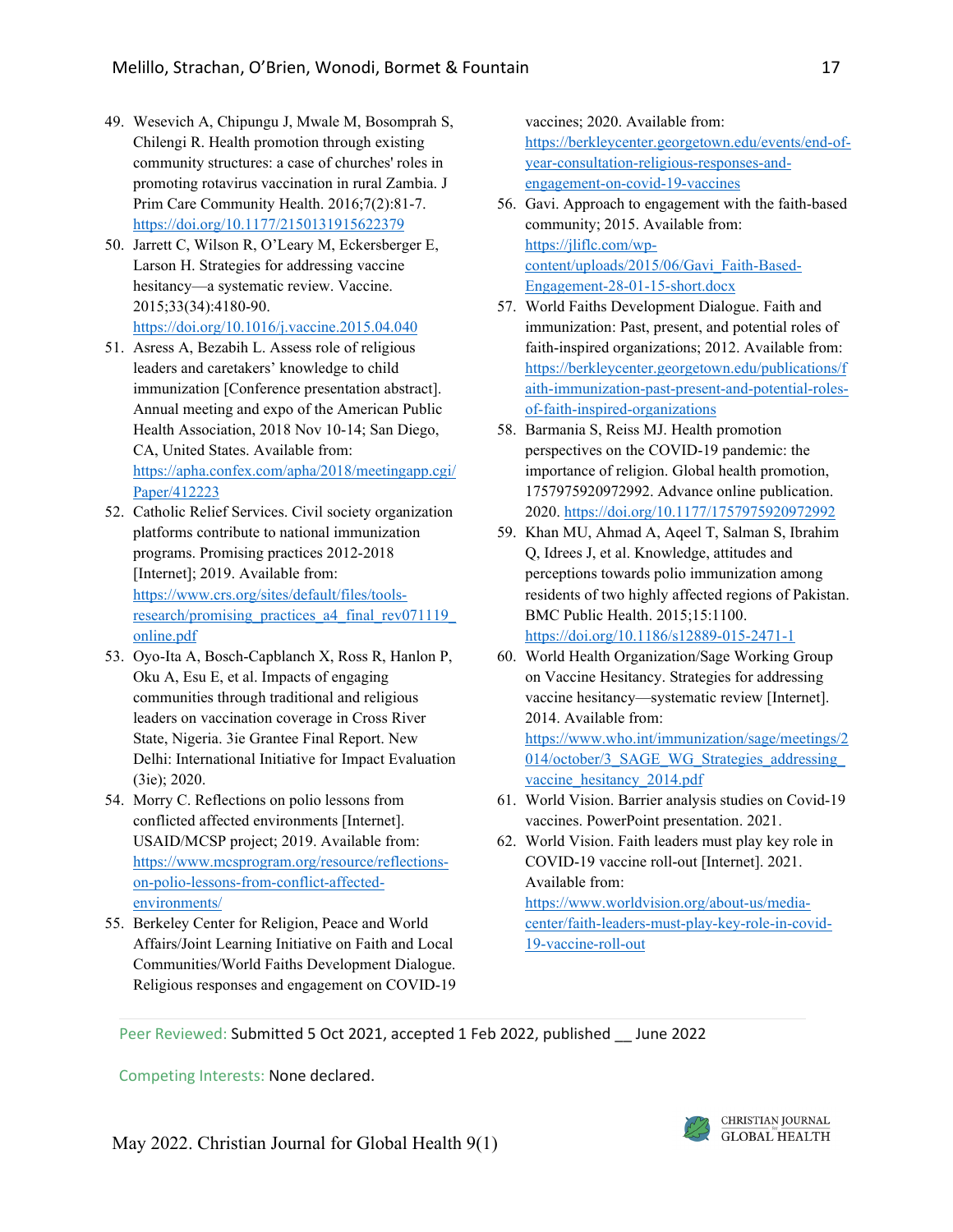49. Wesevich A, Chipungu J, Mwale M, Bosomprah S, Chilengi R. Health promotion through existing community structures: a case of churches' roles in promoting rotavirus vaccination in rural Zambia. J Prim Care Community Health. 2016;7(2):81-7. https://doi.org/10.1177/2150131915622379
50. Jarrett C, Wilson R, O'Leary M, Eckersberger E, Larson H. Strategies for addressing vaccine hesitancy—a systematic review. Vaccine. 2015;33(34):4180-90. https://doi.org/10.1016/j.vaccine.2015.04.040
51. Asress A, Bezabih L. Assess role of religious leaders and caretakers' knowledge to child immunization [Conference presentation abstract]. Annual meeting and expo of the American Public Health Association, 2018 Nov 10-14; San Diego, CA, United States. Available from: https://apha.confex.com/apha/2018/meetingapp.cgi/Paper/412223
52. Catholic Relief Services. Civil society organization platforms contribute to national immunization programs. Promising practices 2012-2018 [Internet]; 2019. Available from: https://www.crs.org/sites/default/files/tools-research/promising_practices_a4_final_rev071119_online.pdf
53. Oyo-Ita A, Bosch-Capblanch X, Ross R, Hanlon P, Oku A, Esu E, et al. Impacts of engaging communities through traditional and religious leaders on vaccination coverage in Cross River State, Nigeria. 3ie Grantee Final Report. New Delhi: International Initiative for Impact Evaluation (3ie); 2020.
54. Morry C. Reflections on polio lessons from conflicted affected environments [Internet]. USAID/MCSP project; 2019. Available from: https://www.mcsprogram.org/resource/reflections-on-polio-lessons-from-conflict-affected-environments/
55. Berkeley Center for Religion, Peace and World Affairs/Joint Learning Initiative on Faith and Local Communities/World Faiths Development Dialogue. Religious responses and engagement on COVID-19 vaccines; 2020. Available from: https://berkleycenter.georgetown.edu/events/end-of-year-consultation-religious-responses-and-engagement-on-covid-19-vaccines
56. Gavi. Approach to engagement with the faith-based community; 2015. Available from: https://jliflc.com/wp-content/uploads/2015/06/Gavi_Faith-Based-Engagement-28-01-15-short.docx
57. World Faiths Development Dialogue. Faith and immunization: Past, present, and potential roles of faith-inspired organizations; 2012. Available from: https://berkleycenter.georgetown.edu/publications/faith-immunization-past-present-and-potential-roles-of-faith-inspired-organizations
58. Barmania S, Reiss MJ. Health promotion perspectives on the COVID-19 pandemic: the importance of religion. Global health promotion, 1757975920972992. Advance online publication. 2020. https://doi.org/10.1177/1757975920972992
59. Khan MU, Ahmad A, Aqeel T, Salman S, Ibrahim Q, Idrees J, et al. Knowledge, attitudes and perceptions towards polio immunization among residents of two highly affected regions of Pakistan. BMC Public Health. 2015;15:1100. https://doi.org/10.1186/s12889-015-2471-1
60. World Health Organization/Sage Working Group on Vaccine Hesitancy. Strategies for addressing vaccine hesitancy—systematic review [Internet]. 2014. Available from: https://www.who.int/immunization/sage/meetings/2014/october/3_SAGE_WG_Strategies_addressing_vaccine_hesitancy_2014.pdf
61. World Vision. Barrier analysis studies on Covid-19 vaccines. PowerPoint presentation. 2021.
62. World Vision. Faith leaders must play key role in COVID-19 vaccine roll-out [Internet]. 2021. Available from: https://www.worldvision.org/about-us/media-center/faith-leaders-must-play-key-role-in-covid-19-vaccine-roll-out

Peer Reviewed: Submitted 5 Oct 2021, accepted 1 Feb 2022, published __ June 2022

Competing Interests: None declared.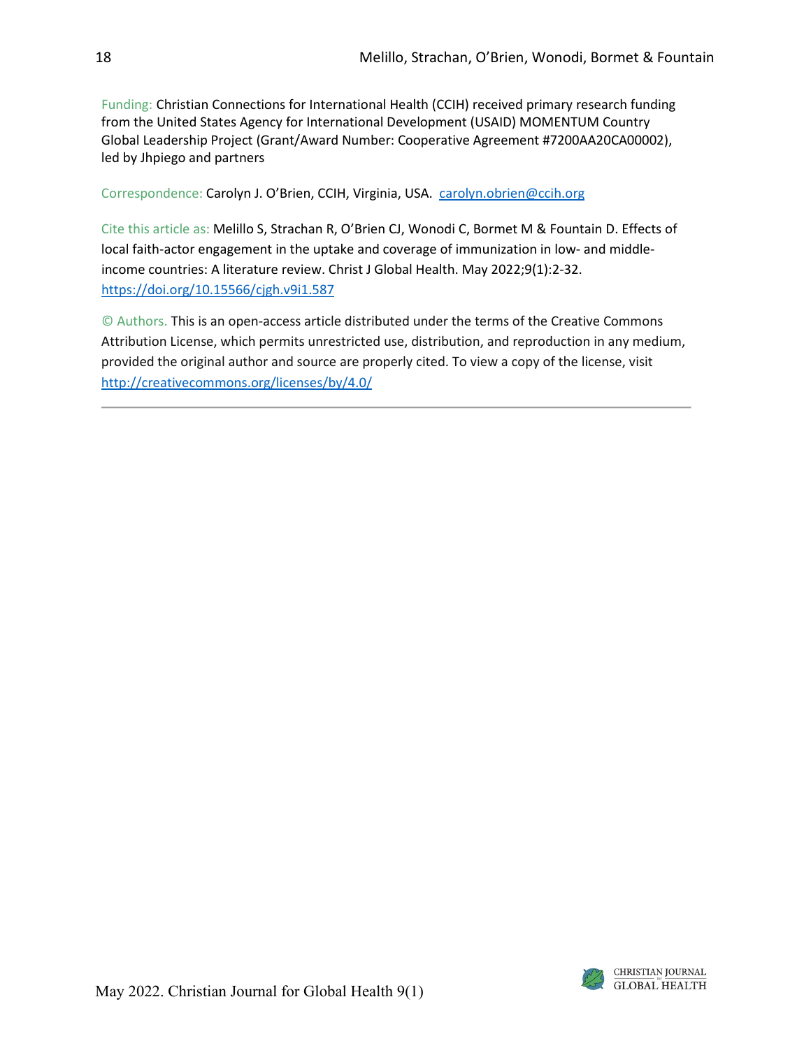Funding: Christian Connections for International Health (CCIH) received primary research funding from the United States Agency for International Development (USAID) MOMENTUM Country Global Leadership Project (Grant/Award Number: Cooperative Agreement #7200AA20CA00002), led by Jhpiego and partners

Correspondence: Carolyn J. O'Brien, CCIH, Virginia, USA. carolyn.obrien@ccih.org

Cite this article as: Melillo S, Strachan R, O'Brien CJ, Wonodi C, Bormet M & Fountain D. Effects of local faith-actor engagement in the uptake and coverage of immunization in low- and middle-income countries: A literature review. Christ J Global Health. May 2022;9(1):2-32. https://doi.org/10.15566/cjgh.v9i1.587

© Authors. This is an open-access article distributed under the terms of the Creative Commons Attribution License, which permits unrestricted use, distribution, and reproduction in any medium, provided the original author and source are properly cited. To view a copy of the license, visit http://creativecommons.org/licenses/by/4.0/

---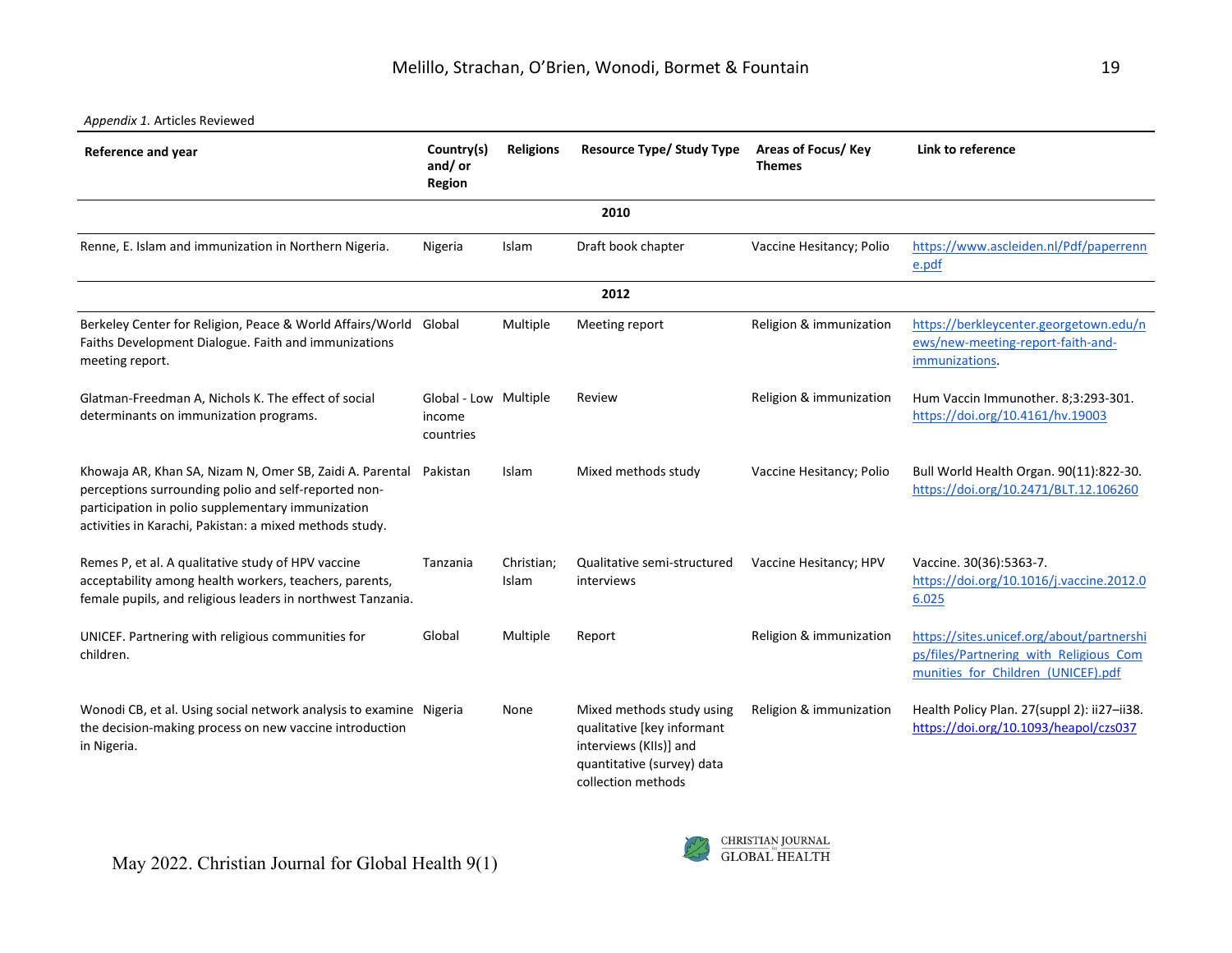*Appendix 1.* Articles Reviewed

| Reference and year | Country(s) and/ or Region | Religions | Resource Type/ Study Type | Areas of Focus/ Key Themes | Link to reference |
|---|---|---|---|---|---|
| | | | **2010** | | |
| Renne, E. Islam and immunization in Northern Nigeria. | Nigeria | Islam | Draft book chapter | Vaccine Hesitancy; Polio | https://www.ascleiden.nl/Pdf/paperrenne.pdf |
| | | | **2012** | | |
| Berkeley Center for Religion, Peace & World Affairs/World Faiths Development Dialogue. Faith and immunizations meeting report. | Global | Multiple | Meeting report | Religion & immunization | https://berkleycenter.georgetown.edu/news/new-meeting-report-faith-and-immunizations. |
| Glatman-Freedman A, Nichols K. The effect of social determinants on immunization programs. | Global - Low income countries | Multiple | Review | Religion & immunization | Hum Vaccin Immunother. 8;3:293-301. https://doi.org/10.4161/hv.19003 |
| Khowaja AR, Khan SA, Nizam N, Omer SB, Zaidi A. Parental perceptions surrounding polio and self-reported non-participation in polio supplementary immunization activities in Karachi, Pakistan: a mixed methods study. | Pakistan | Islam | Mixed methods study | Vaccine Hesitancy; Polio | Bull World Health Organ. 90(11):822-30. https://doi.org/10.2471/BLT.12.106260 |
| Remes P, et al. A qualitative study of HPV vaccine acceptability among health workers, teachers, parents, female pupils, and religious leaders in northwest Tanzania. | Tanzania | Christian; Islam | Qualitative semi-structured interviews | Vaccine Hesitancy; HPV | Vaccine. 30(36):5363-7. https://doi.org/10.1016/j.vaccine.2012.06.025 |
| UNICEF. Partnering with religious communities for children. | Global | Multiple | Report | Religion & immunization | https://sites.unicef.org/about/partnerships/files/Partnering_with_Religious_Communities_for_Children_(UNICEF).pdf |
| Wonodi CB, et al. Using social network analysis to examine the decision-making process on new vaccine introduction in Nigeria. | Nigeria | None | Mixed methods study using qualitative [key informant interviews (KIIs)] and quantitative (survey) data collection methods | Religion & immunization | Health Policy Plan. 27(suppl 2): ii27–ii38. https://doi.org/10.1093/heapol/czs037 |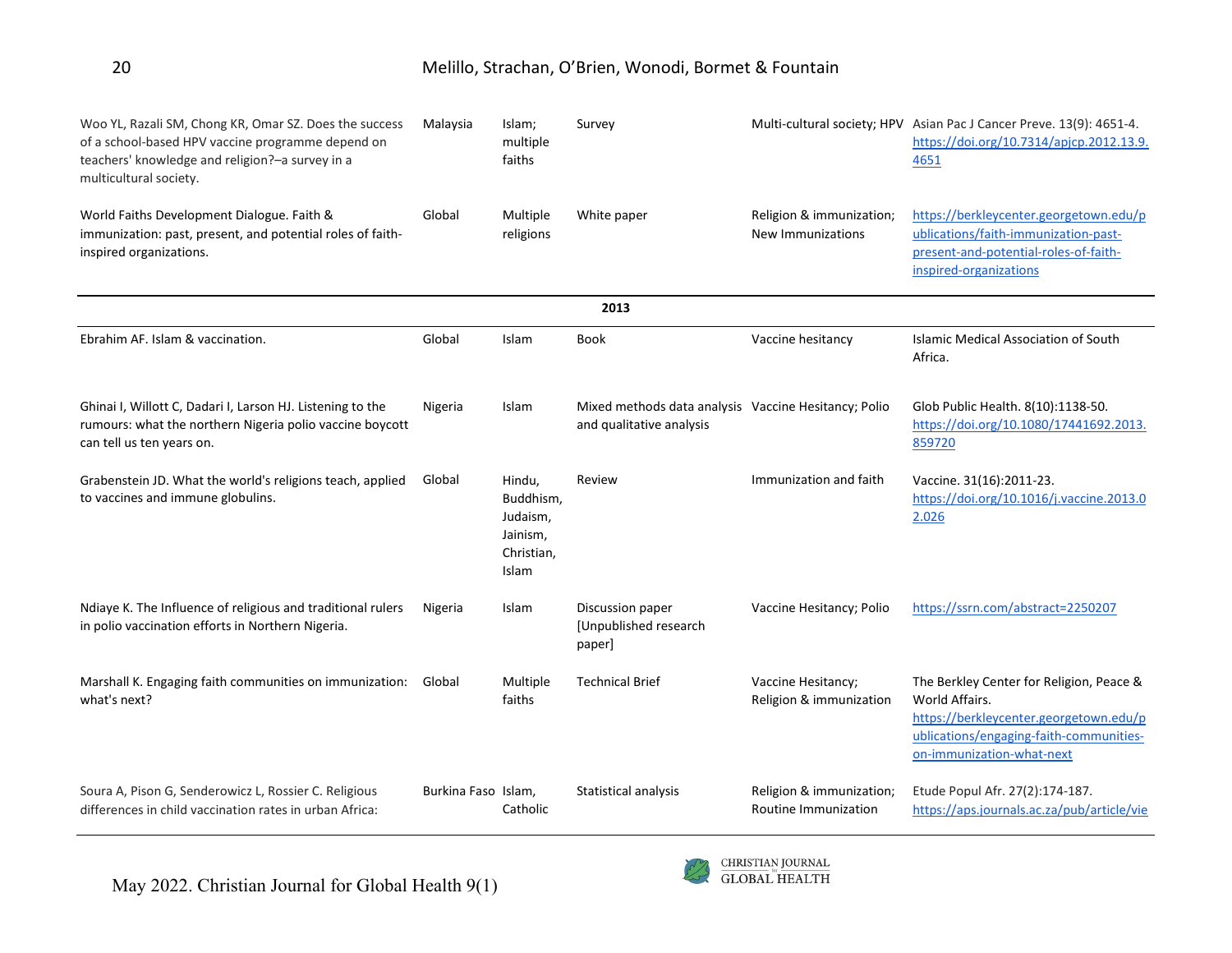| | | | | | |
|---|---|---|---|---|---|
| Woo YL, Razali SM, Chong KR, Omar SZ. Does the success of a school-based HPV vaccine programme depend on teachers' knowledge and religion?–a survey in a multicultural society. | Malaysia | Islam; multiple faiths | Survey | Multi-cultural society; HPV | Asian Pac J Cancer Preve. 13(9): 4651-4. https://doi.org/10.7314/apjcp.2012.13.9.4651 |
| World Faiths Development Dialogue. Faith & immunization: past, present, and potential roles of faith-inspired organizations. | Global | Multiple religions | White paper | Religion & immunization; New Immunizations | https://berkleycenter.georgetown.edu/publications/faith-immunization-past-present-and-potential-roles-of-faith-inspired-organizations |
| | | | **2013** | | |
| Ebrahim AF. Islam & vaccination. | Global | Islam | Book | Vaccine hesitancy | Islamic Medical Association of South Africa. |
| Ghinai I, Willott C, Dadari I, Larson HJ. Listening to the rumours: what the northern Nigeria polio vaccine boycott can tell us ten years on. | Nigeria | Islam | Mixed methods data analysis and qualitative analysis | Vaccine Hesitancy; Polio | Glob Public Health. 8(10):1138-50. https://doi.org/10.1080/17441692.2013.859720 |
| Grabenstein JD. What the world's religions teach, applied to vaccines and immune globulins. | Global | Hindu, Buddhism, Judaism, Jainism, Christian, Islam | Review | Immunization and faith | Vaccine. 31(16):2011-23. https://doi.org/10.1016/j.vaccine.2013.02.026 |
| Ndiaye K. The Influence of religious and traditional rulers in polio vaccination efforts in Northern Nigeria. | Nigeria | Islam | Discussion paper [Unpublished research paper] | Vaccine Hesitancy; Polio | https://ssrn.com/abstract=2250207 |
| Marshall K. Engaging faith communities on immunization: what's next? | Global | Multiple faiths | Technical Brief | Vaccine Hesitancy; Religion & immunization | The Berkley Center for Religion, Peace & World Affairs. https://berkleycenter.georgetown.edu/publications/engaging-faith-communities-on-immunization-what-next |
| Soura A, Pison G, Senderowicz L, Rossier C. Religious differences in child vaccination rates in urban Africa: | Burkina Faso | Islam, Catholic | Statistical analysis | Religion & immunization; Routine Immunization | Etude Popul Afr. 27(2):174-187. https://aps.journals.ac.za/pub/article/vie |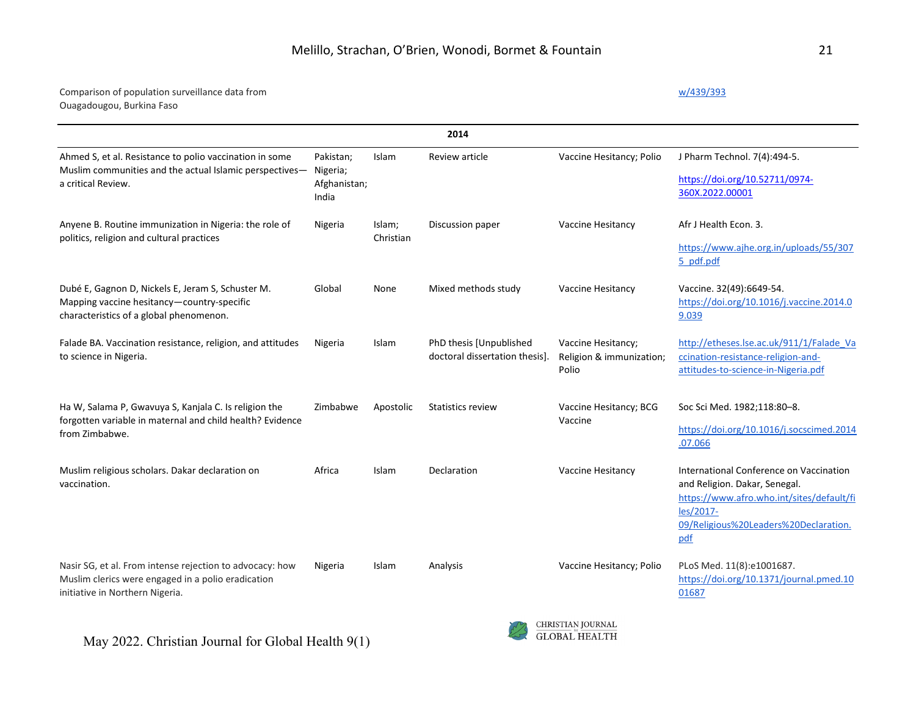| | | | | | |
|---|---|---|---|---|---|
| Comparison of population surveillance data from Ouagadougou, Burkina Faso | | | | | w/439/393 |
| **2014** | | | | | |
| Ahmed S, et al. Resistance to polio vaccination in some Muslim communities and the actual Islamic perspectives—a critical Review. | Pakistan; Nigeria; Afghanistan; India | Islam | Review article | Vaccine Hesitancy; Polio | J Pharm Technol. 7(4):494-5. https://doi.org/10.52711/0974-360X.2022.00001 |
| Anyene B. Routine immunization in Nigeria: the role of politics, religion and cultural practices | Nigeria | Islam; Christian | Discussion paper | Vaccine Hesitancy | Afr J Health Econ. 3. https://www.ajhe.org.in/uploads/55/3075_pdf.pdf |
| Dubé E, Gagnon D, Nickels E, Jeram S, Schuster M. Mapping vaccine hesitancy—country-specific characteristics of a global phenomenon. | Global | None | Mixed methods study | Vaccine Hesitancy | Vaccine. 32(49):6649-54. https://doi.org/10.1016/j.vaccine.2014.09.039 |
| Falade BA. Vaccination resistance, religion, and attitudes to science in Nigeria. | Nigeria | Islam | PhD thesis [Unpublished doctoral dissertation thesis]. | Vaccine Hesitancy; Religion & immunization; Polio | http://etheses.lse.ac.uk/911/1/Falade_Vaccination-resistance-religion-and-attitudes-to-science-in-Nigeria.pdf |
| Ha W, Salama P, Gwavuya S, Kanjala C. Is religion the forgotten variable in maternal and child health? Evidence from Zimbabwe. | Zimbabwe | Apostolic | Statistics review | Vaccine Hesitancy; BCG Vaccine | Soc Sci Med. 1982;118:80–8. https://doi.org/10.1016/j.socscimed.2014.07.066 |
| Muslim religious scholars. Dakar declaration on vaccination. | Africa | Islam | Declaration | Vaccine Hesitancy | International Conference on Vaccination and Religion. Dakar, Senegal. https://www.afro.who.int/sites/default/files/2017-09/Religious%20Leaders%20Declaration.pdf |
| Nasir SG, et al. From intense rejection to advocacy: how Muslim clerics were engaged in a polio eradication initiative in Northern Nigeria. | Nigeria | Islam | Analysis | Vaccine Hesitancy; Polio | PLoS Med. 11(8):e1001687. https://doi.org/10.1371/journal.pmed.1001687 |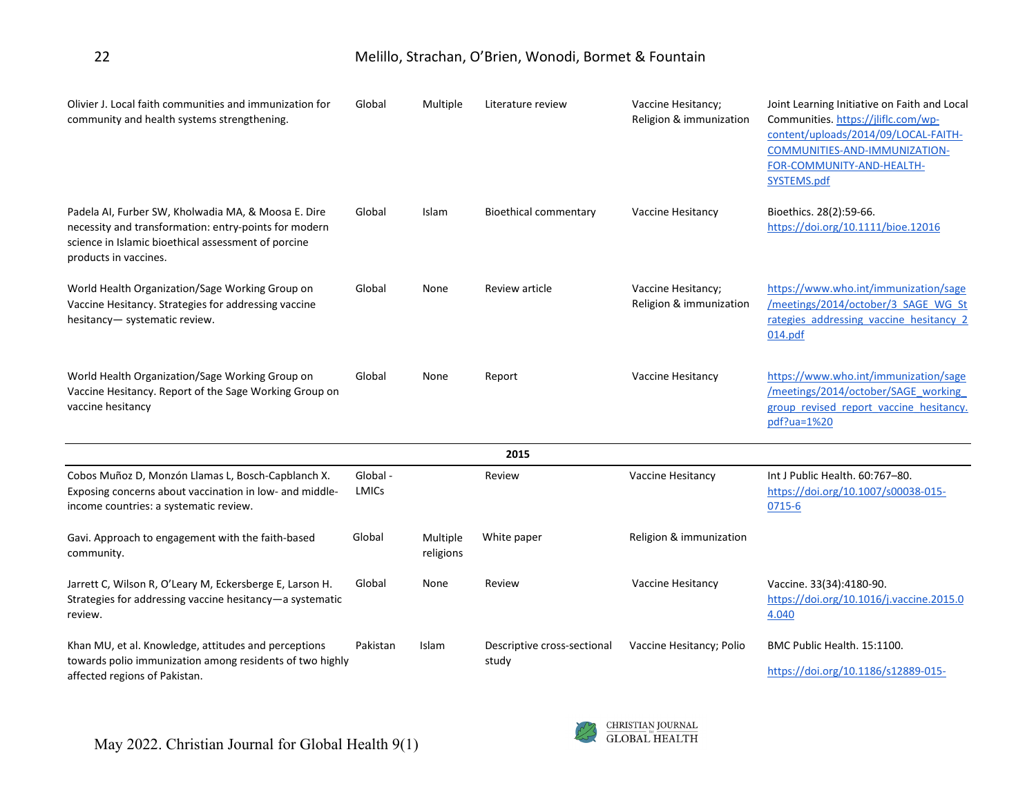| | | | | | |
|---|---|---|---|---|---|
| Olivier J. Local faith communities and immunization for community and health systems strengthening. | Global | Multiple | Literature review | Vaccine Hesitancy; Religion & immunization | Joint Learning Initiative on Faith and Local Communities. https://jliflc.com/wp-content/uploads/2014/09/LOCAL-FAITH-COMMUNITIES-AND-IMMUNIZATION-FOR-COMMUNITY-AND-HEALTH-SYSTEMS.pdf |
| Padela AI, Furber SW, Kholwadia MA, & Moosa E. Dire necessity and transformation: entry-points for modern science in Islamic bioethical assessment of porcine products in vaccines. | Global | Islam | Bioethical commentary | Vaccine Hesitancy | Bioethics. 28(2):59-66. https://doi.org/10.1111/bioe.12016 |
| World Health Organization/Sage Working Group on Vaccine Hesitancy. Strategies for addressing vaccine hesitancy— systematic review. | Global | None | Review article | Vaccine Hesitancy; Religion & immunization | https://www.who.int/immunization/sage/meetings/2014/october/3_SAGE_WG_Strategies_addressing_vaccine_hesitancy_2014.pdf |
| World Health Organization/Sage Working Group on Vaccine Hesitancy. Report of the Sage Working Group on vaccine hesitancy | Global | None | Report | Vaccine Hesitancy | https://www.who.int/immunization/sage/meetings/2014/october/SAGE_working_group_revised_report_vaccine_hesitancy.pdf?ua=1%20 |
| | | | **2015** | | |
| Cobos Muñoz D, Monzón Llamas L, Bosch-Capblanch X. Exposing concerns about vaccination in low- and middle-income countries: a systematic review. | Global - LMICs | | Review | Vaccine Hesitancy | Int J Public Health. 60:767–80. https://doi.org/10.1007/s00038-015-0715-6 |
| Gavi. Approach to engagement with the faith-based community. | Global | Multiple religions | White paper | Religion & immunization | |
| Jarrett C, Wilson R, O'Leary M, Eckersberge E, Larson H. Strategies for addressing vaccine hesitancy—a systematic review. | Global | None | Review | Vaccine Hesitancy | Vaccine. 33(34):4180-90. https://doi.org/10.1016/j.vaccine.2015.04.040 |
| Khan MU, et al. Knowledge, attitudes and perceptions towards polio immunization among residents of two highly affected regions of Pakistan. | Pakistan | Islam | Descriptive cross-sectional study | Vaccine Hesitancy; Polio | BMC Public Health. 15:1100. https://doi.org/10.1186/s12889-015- |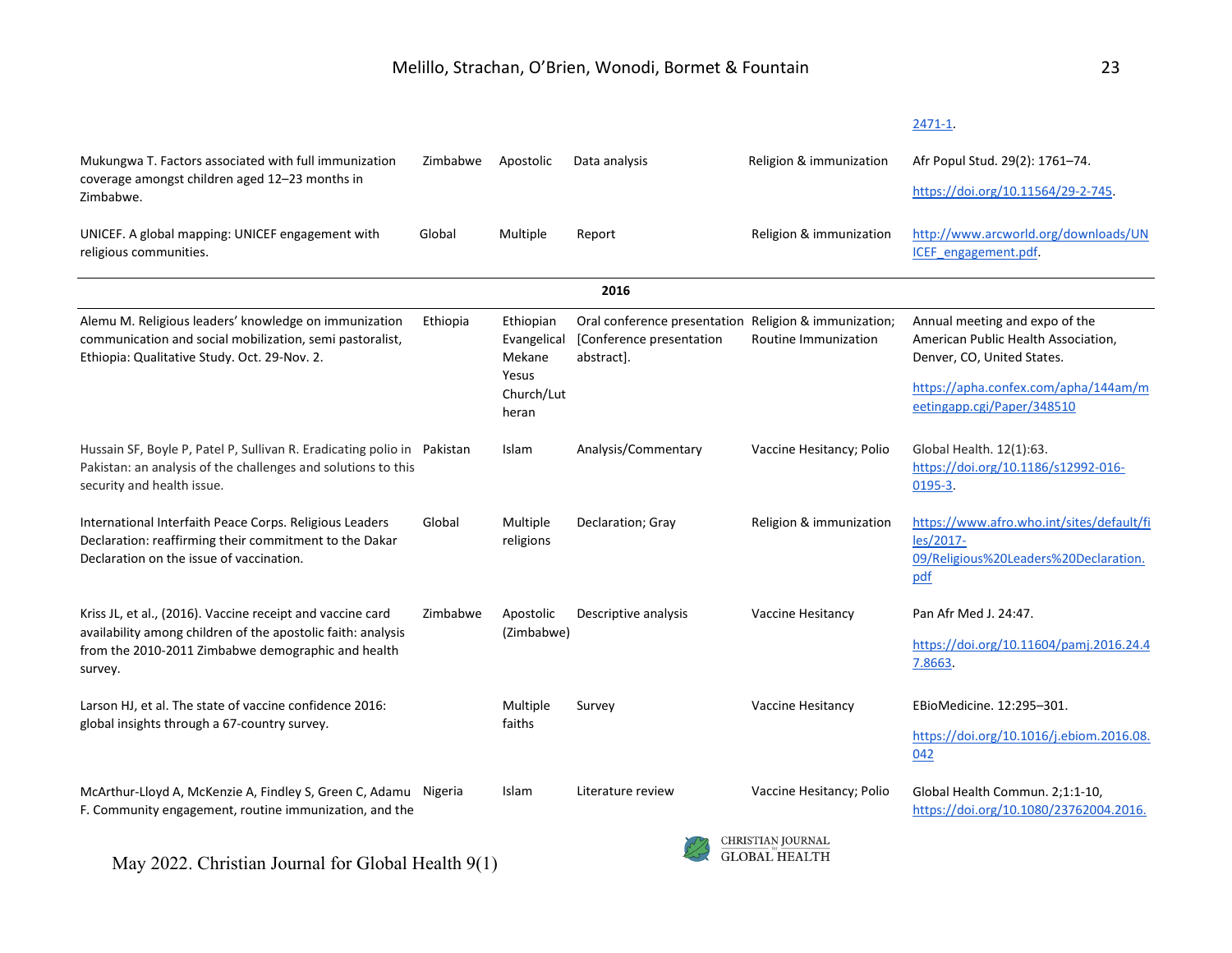| | | | | | |
|---|---|---|---|---|---|
| | | | | | 2471-1. |
| Mukungwa T. Factors associated with full immunization coverage amongst children aged 12–23 months in Zimbabwe. | Zimbabwe | Apostolic | Data analysis | Religion & immunization | Afr Popul Stud. 29(2): 1761–74. https://doi.org/10.11564/29-2-745. |
| UNICEF. A global mapping: UNICEF engagement with religious communities. | Global | Multiple | Report | Religion & immunization | http://www.arcworld.org/downloads/UNICEF_engagement.pdf. |
| **2016** | | | | | |
| Alemu M. Religious leaders' knowledge on immunization communication and social mobilization, semi pastoralist, Ethiopia: Qualitative Study. Oct. 29-Nov. 2. | Ethiopia | Ethiopian Evangelical Mekane Yesus Church/Lutheran | Oral conference presentation [Conference presentation abstract]. | Religion & immunization; Routine Immunization | Annual meeting and expo of the American Public Health Association, Denver, CO, United States. https://apha.confex.com/apha/144am/meetingapp.cgi/Paper/348510 |
| Hussain SF, Boyle P, Patel P, Sullivan R. Eradicating polio in Pakistan: an analysis of the challenges and solutions to this security and health issue. | Pakistan | Islam | Analysis/Commentary | Vaccine Hesitancy; Polio | Global Health. 12(1):63. https://doi.org/10.1186/s12992-016-0195-3. |
| International Interfaith Peace Corps. Religious Leaders Declaration: reaffirming their commitment to the Dakar Declaration on the issue of vaccination. | Global | Multiple religions | Declaration; Gray | Religion & immunization | https://www.afro.who.int/sites/default/files/2017-09/Religious%20Leaders%20Declaration.pdf |
| Kriss JL, et al., (2016). Vaccine receipt and vaccine card availability among children of the apostolic faith: analysis from the 2010-2011 Zimbabwe demographic and health survey. | Zimbabwe | Apostolic (Zimbabwe) | Descriptive analysis | Vaccine Hesitancy | Pan Afr Med J. 24:47. https://doi.org/10.11604/pamj.2016.24.47.8663. |
| Larson HJ, et al. The state of vaccine confidence 2016: global insights through a 67-country survey. | | Multiple faiths | Survey | Vaccine Hesitancy | EBioMedicine. 12:295–301. https://doi.org/10.1016/j.ebiom.2016.08.042 |
| McArthur-Lloyd A, McKenzie A, Findley S, Green C, Adamu F. Community engagement, routine immunization, and the | Nigeria | Islam | Literature review | Vaccine Hesitancy; Polio | Global Health Commun. 2;1:1-10, https://doi.org/10.1080/23762004.2016. |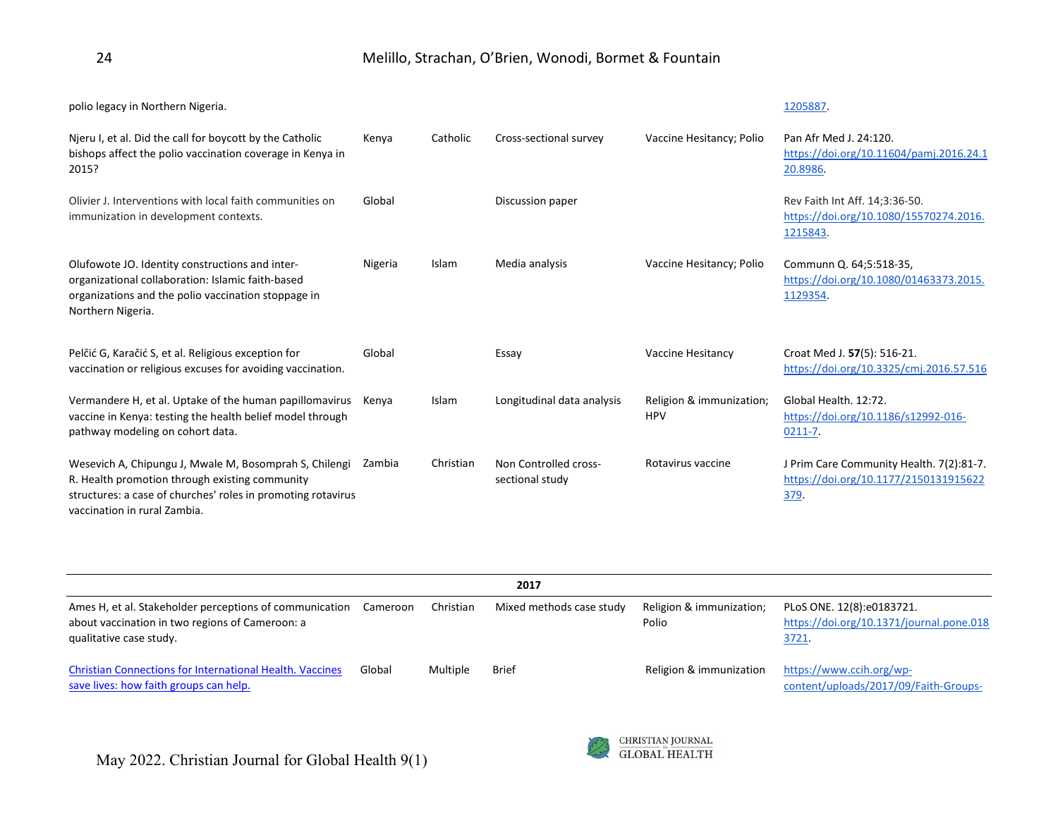| | | | | | |
|---|---|---|---|---|---|
| polio legacy in Northern Nigeria. | | | | | 1205887. |
| Njeru I, et al. Did the call for boycott by the Catholic bishops affect the polio vaccination coverage in Kenya in 2015? | Kenya | Catholic | Cross-sectional survey | Vaccine Hesitancy; Polio | Pan Afr Med J. 24:120. https://doi.org/10.11604/pamj.2016.24.120.8986. |
| Olivier J. Interventions with local faith communities on immunization in development contexts. | Global | | Discussion paper | | Rev Faith Int Aff. 14;3:36-50. https://doi.org/10.1080/15570274.2016.1215843. |
| Olufowote JO. Identity constructions and inter-organizational collaboration: Islamic faith-based organizations and the polio vaccination stoppage in Northern Nigeria. | Nigeria | Islam | Media analysis | Vaccine Hesitancy; Polio | Communn Q. 64;5:518-35, https://doi.org/10.1080/01463373.2015.1129354. |
| Pelčić G, Karačić S, et al. Religious exception for vaccination or religious excuses for avoiding vaccination. | Global | | Essay | Vaccine Hesitancy | Croat Med J. **57**(5): 516-21. https://doi.org/10.3325/cmj.2016.57.516 |
| Vermandere H, et al. Uptake of the human papillomavirus vaccine in Kenya: testing the health belief model through pathway modeling on cohort data. | Kenya | Islam | Longitudinal data analysis | Religion & immunization; HPV | Global Health. 12:72. https://doi.org/10.1186/s12992-016-0211-7. |
| Wesevich A, Chipungu J, Mwale M, Bosomprah S, Chilengi R. Health promotion through existing community structures: a case of churches' roles in promoting rotavirus vaccination in rural Zambia. | Zambia | Christian | Non Controlled cross-sectional study | Rotavirus vaccine | J Prim Care Community Health. 7(2):81-7. https://doi.org/10.1177/2150131915622379. |
| | | | **2017** | | |
| Ames H, et al. Stakeholder perceptions of communication about vaccination in two regions of Cameroon: a qualitative case study. | Cameroon | Christian | Mixed methods case study | Religion & immunization; Polio | PLoS ONE. 12(8):e0183721. https://doi.org/10.1371/journal.pone.0183721. |
| Christian Connections for International Health. Vaccines save lives: how faith groups can help. | Global | Multiple | Brief | Religion & immunization | https://www.ccih.org/wp-content/uploads/2017/09/Faith-Groups- |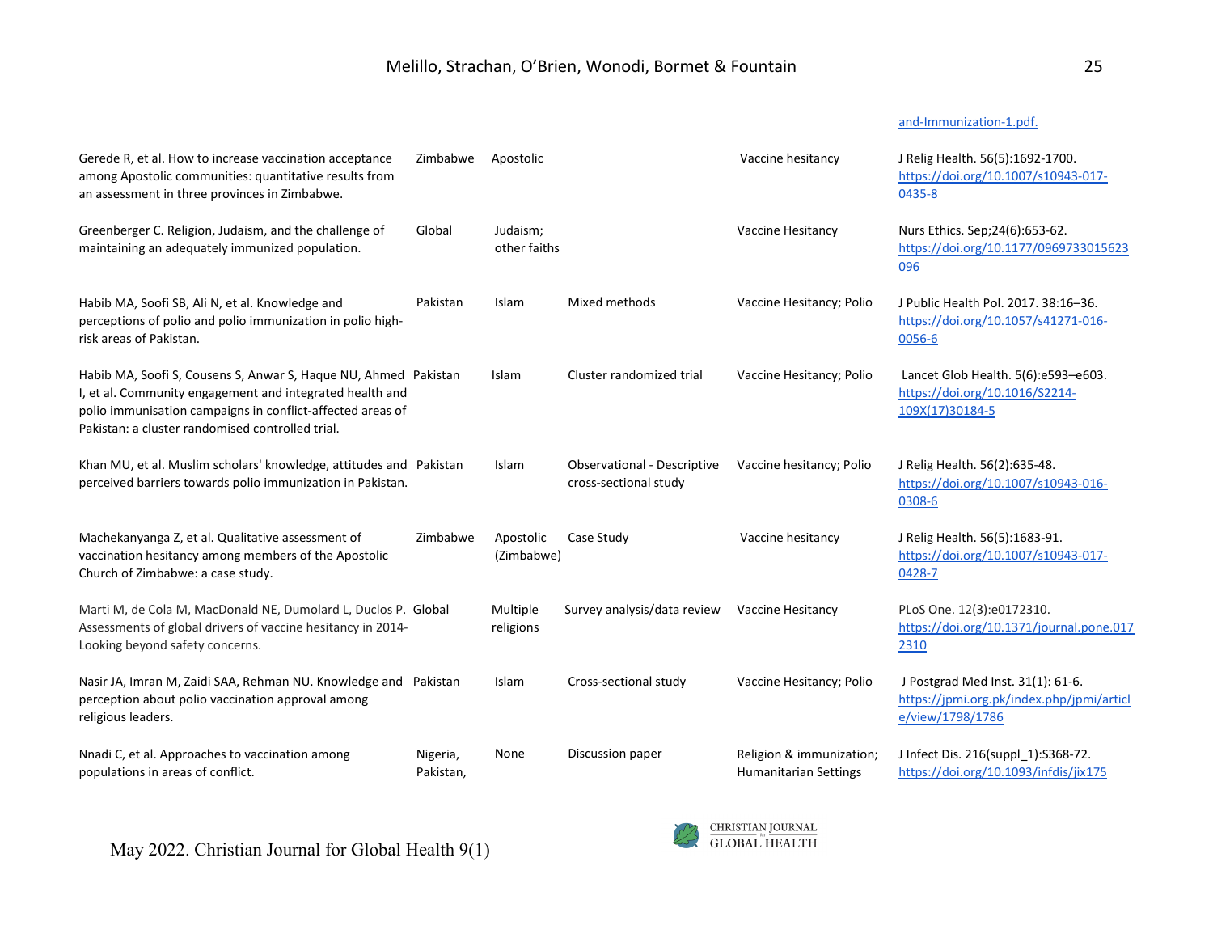| | | | | | and-Immunization-1.pdf. |
|---|---|---|---|---|---|
| Gerede R, et al. How to increase vaccination acceptance among Apostolic communities: quantitative results from an assessment in three provinces in Zimbabwe. | Zimbabwe | Apostolic | | Vaccine hesitancy | J Relig Health. 56(5):1692-1700. https://doi.org/10.1007/s10943-017-0435-8 |
| Greenberger C. Religion, Judaism, and the challenge of maintaining an adequately immunized population. | Global | Judaism; other faiths | | Vaccine Hesitancy | Nurs Ethics. Sep;24(6):653-62. https://doi.org/10.1177/0969733015623096 |
| Habib MA, Soofi SB, Ali N, et al. Knowledge and perceptions of polio and polio immunization in polio high-risk areas of Pakistan. | Pakistan | Islam | Mixed methods | Vaccine Hesitancy; Polio | J Public Health Pol. 2017. 38:16–36. https://doi.org/10.1057/s41271-016-0056-6 |
| Habib MA, Soofi S, Cousens S, Anwar S, Haque NU, Ahmed I, et al. Community engagement and integrated health and polio immunisation campaigns in conflict-affected areas of Pakistan: a cluster randomised controlled trial. | Pakistan | Islam | Cluster randomized trial | Vaccine Hesitancy; Polio | Lancet Glob Health. 5(6):e593–e603. https://doi.org/10.1016/S2214-109X(17)30184-5 |
| Khan MU, et al. Muslim scholars' knowledge, attitudes and perceived barriers towards polio immunization in Pakistan. | Pakistan | Islam | Observational - Descriptive cross-sectional study | Vaccine hesitancy; Polio | J Relig Health. 56(2):635-48. https://doi.org/10.1007/s10943-016-0308-6 |
| Machekanyanga Z, et al. Qualitative assessment of vaccination hesitancy among members of the Apostolic Church of Zimbabwe: a case study. | Zimbabwe | Apostolic (Zimbabwe) | Case Study | Vaccine hesitancy | J Relig Health. 56(5):1683-91. https://doi.org/10.1007/s10943-017-0428-7 |
| Marti M, de Cola M, MacDonald NE, Dumolard L, Duclos P. Assessments of global drivers of vaccine hesitancy in 2014-Looking beyond safety concerns. | Global | Multiple religions | Survey analysis/data review | Vaccine Hesitancy | PLoS One. 12(3):e0172310. https://doi.org/10.1371/journal.pone.0172310 |
| Nasir JA, Imran M, Zaidi SAA, Rehman NU. Knowledge and perception about polio vaccination approval among religious leaders. | Pakistan | Islam | Cross-sectional study | Vaccine Hesitancy; Polio | J Postgrad Med Inst. 31(1): 61-6. https://jpmi.org.pk/index.php/jpmi/article/view/1798/1786 |
| Nnadi C, et al. Approaches to vaccination among populations in areas of conflict. | Nigeria, Pakistan, | None | Discussion paper | Religion & immunization; Humanitarian Settings | J Infect Dis. 216(suppl_1):S368-72. https://doi.org/10.1093/infdis/jix175 |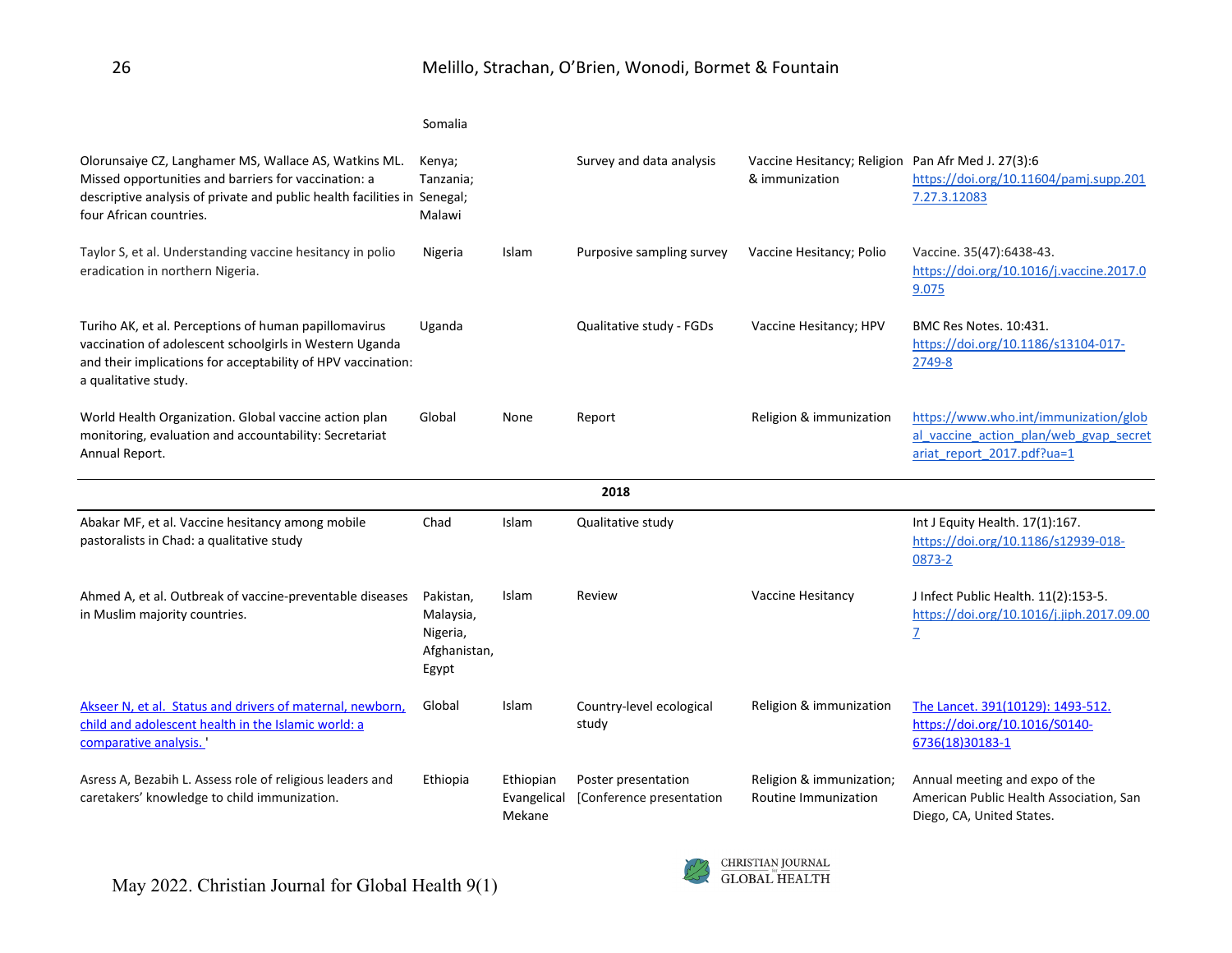| | | | | | |
|---|---|---|---|---|---|
| | Somalia | | | | |
| Olorunsaiye CZ, Langhamer MS, Wallace AS, Watkins ML. Missed opportunities and barriers for vaccination: a descriptive analysis of private and public health facilities in four African countries. | Kenya; Tanzania; Senegal; Malawi | | Survey and data analysis | Vaccine Hesitancy; Religion & immunization | Pan Afr Med J. 27(3):6 https://doi.org/10.11604/pamj.supp.2017.27.3.12083 |
| Taylor S, et al. Understanding vaccine hesitancy in polio eradication in northern Nigeria. | Nigeria | Islam | Purposive sampling survey | Vaccine Hesitancy; Polio | Vaccine. 35(47):6438-43. https://doi.org/10.1016/j.vaccine.2017.09.075 |
| Turiho AK, et al. Perceptions of human papillomavirus vaccination of adolescent schoolgirls in Western Uganda and their implications for acceptability of HPV vaccination: a qualitative study. | Uganda | | Qualitative study - FGDs | Vaccine Hesitancy; HPV | BMC Res Notes. 10:431. https://doi.org/10.1186/s13104-017-2749-8 |
| World Health Organization. Global vaccine action plan monitoring, evaluation and accountability: Secretariat Annual Report. | Global | None | Report | Religion & immunization | https://www.who.int/immunization/global_vaccine_action_plan/web_gvap_secretariat_report_2017.pdf?ua=1 |
| | | | **2018** | | |
| Abakar MF, et al. Vaccine hesitancy among mobile pastoralists in Chad: a qualitative study | Chad | Islam | Qualitative study | | Int J Equity Health. 17(1):167. https://doi.org/10.1186/s12939-018-0873-2 |
| Ahmed A, et al. Outbreak of vaccine-preventable diseases in Muslim majority countries. | Pakistan, Malaysia, Nigeria, Afghanistan, Egypt | Islam | Review | Vaccine Hesitancy | J Infect Public Health. 11(2):153-5. https://doi.org/10.1016/j.jiph.2017.09.007 |
| Akseer N, et al. Status and drivers of maternal, newborn, child and adolescent health in the Islamic world: a comparative analysis. ' | Global | Islam | Country-level ecological study | Religion & immunization | The Lancet. 391(10129): 1493-512. https://doi.org/10.1016/S0140-6736(18)30183-1 |
| Asress A, Bezabih L. Assess role of religious leaders and caretakers' knowledge to child immunization. | Ethiopia | Ethiopian Evangelical Mekane | Poster presentation [Conference presentation | Religion & immunization; Routine Immunization | Annual meeting and expo of the American Public Health Association, San Diego, CA, United States. |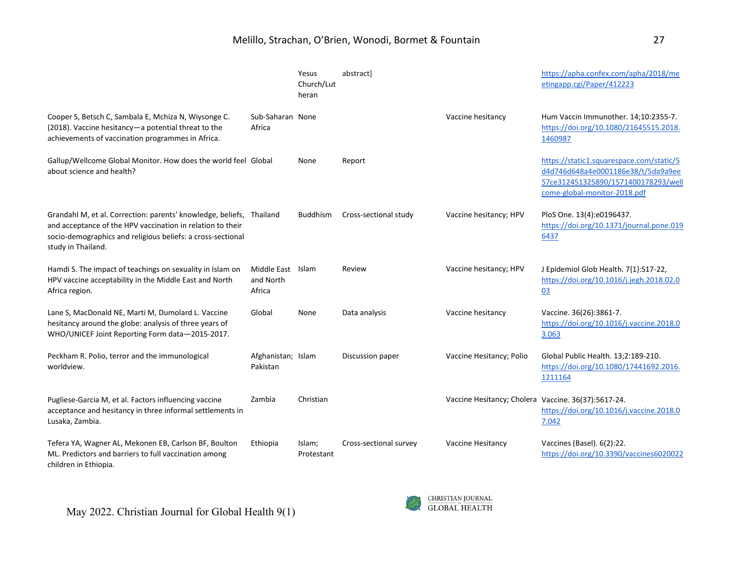|  |  | Yesus Church/Lutheran | abstract] |  | https://apha.confex.com/apha/2018/meetingapp.cgi/Paper/412223 |
|---|---|---|---|---|---|
| Cooper S, Betsch C, Sambala E, Mchiza N, Wiysonge C. (2018). Vaccine hesitancy—a potential threat to the achievements of vaccination programmes in Africa. | Sub-Saharan Africa | None |  | Vaccine hesitancy | Hum Vaccin Immunother. 14;10:2355-7. https://doi.org/10.1080/21645515.2018.1460987 |
| Gallup/Wellcome Global Monitor. How does the world feel about science and health? | Global | None | Report |  | https://static1.squarespace.com/static/5d4d746d648a4e0001186e38/t/5da9a9ee57ce312451325890/1571400178293/wellcome-global-monitor-2018.pdf |
| Grandahl M, et al. Correction: parents' knowledge, beliefs, and acceptance of the HPV vaccination in relation to their socio-demographics and religious beliefs: a cross-sectional study in Thailand. | Thailand | Buddhism | Cross-sectional study | Vaccine hesitancy; HPV | PloS One. 13(4):e0196437. https://doi.org/10.1371/journal.pone.0196437 |
| Hamdi S. The impact of teachings on sexuality in Islam on HPV vaccine acceptability in the Middle East and North Africa region. | Middle East and North Africa | Islam | Review | Vaccine hesitancy; HPV | J Epidemiol Glob Health. 7{1}:S17-22, https://doi.org/10.1016/j.jegh.2018.02.003 |
| Lane S, MacDonald NE, Marti M, Dumolard L. Vaccine hesitancy around the globe: analysis of three years of WHO/UNICEF Joint Reporting Form data—2015-2017. | Global | None | Data analysis | Vaccine hesitancy | Vaccine. 36(26):3861-7. https://doi.org/10.1016/j.vaccine.2018.03.063 |
| Peckham R. Polio, terror and the immunological worldview. | Afghanistan; Pakistan | Islam | Discussion paper | Vaccine Hesitancy; Polio | Global Public Health. 13;2:189-210. https://doi.org/10.1080/17441692.2016.1211164 |
| Pugliese-Garcia M, et al. Factors influencing vaccine acceptance and hesitancy in three informal settlements in Lusaka, Zambia. | Zambia | Christian |  | Vaccine Hesitancy; Cholera | Vaccine. 36(37):5617-24. https://doi.org/10.1016/j.vaccine.2018.07.042 |
| Tefera YA, Wagner AL, Mekonen EB, Carlson BF, Boulton ML. Predictors and barriers to full vaccination among children in Ethiopia. | Ethiopia | Islam; Protestant | Cross-sectional survey | Vaccine Hesitancy | Vaccines (Basel). 6(2):22. https://doi.org/10.3390/vaccines6020022 |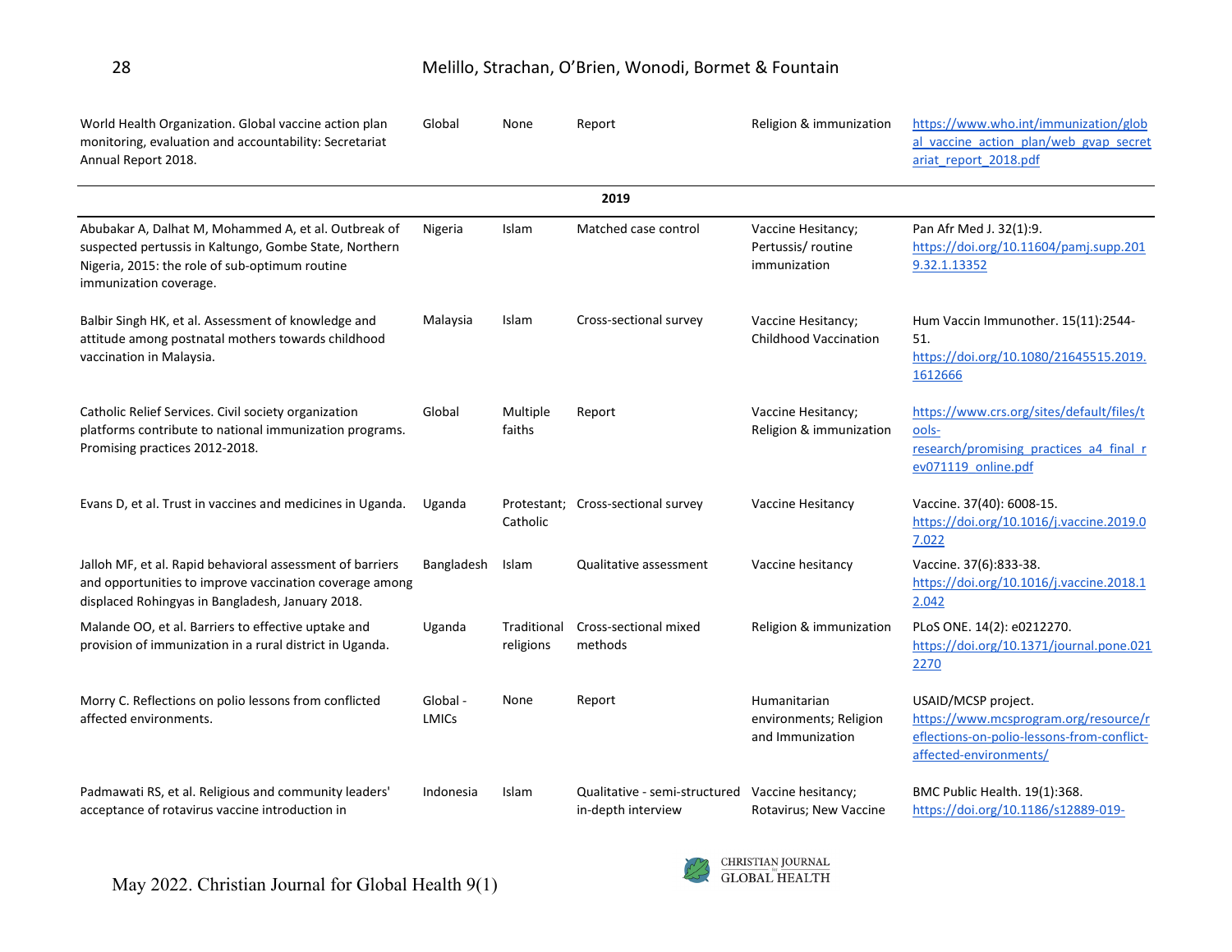| | | | | | |
|---|---|---|---|---|---|
| World Health Organization. Global vaccine action plan monitoring, evaluation and accountability: Secretariat Annual Report 2018. | Global | None | Report | Religion & immunization | https://www.who.int/immunization/global_vaccine_action_plan/web_gvap_secretariat_report_2018.pdf |
| | | | **2019** | | |
| Abubakar A, Dalhat M, Mohammed A, et al. Outbreak of suspected pertussis in Kaltungo, Gombe State, Northern Nigeria, 2015: the role of sub-optimum routine immunization coverage. | Nigeria | Islam | Matched case control | Vaccine Hesitancy; Pertussis/ routine immunization | Pan Afr Med J. 32(1):9. https://doi.org/10.11604/pamj.supp.2019.32.1.13352 |
| Balbir Singh HK, et al. Assessment of knowledge and attitude among postnatal mothers towards childhood vaccination in Malaysia. | Malaysia | Islam | Cross-sectional survey | Vaccine Hesitancy; Childhood Vaccination | Hum Vaccin Immunother. 15(11):2544-51. https://doi.org/10.1080/21645515.2019.1612666 |
| Catholic Relief Services. Civil society organization platforms contribute to national immunization programs. Promising practices 2012-2018. | Global | Multiple faiths | Report | Vaccine Hesitancy; Religion & immunization | https://www.crs.org/sites/default/files/tools-research/promising_practices_a4_final_rev071119_online.pdf |
| Evans D, et al. Trust in vaccines and medicines in Uganda. | Uganda | Protestant; Catholic | Cross-sectional survey | Vaccine Hesitancy | Vaccine. 37(40): 6008-15. https://doi.org/10.1016/j.vaccine.2019.07.022 |
| Jalloh MF, et al. Rapid behavioral assessment of barriers and opportunities to improve vaccination coverage among displaced Rohingyas in Bangladesh, January 2018. | Bangladesh | Islam | Qualitative assessment | Vaccine hesitancy | Vaccine. 37(6):833-38. https://doi.org/10.1016/j.vaccine.2018.12.042 |
| Malande OO, et al. Barriers to effective uptake and provision of immunization in a rural district in Uganda. | Uganda | Traditional religions | Cross-sectional mixed methods | Religion & immunization | PLoS ONE. 14(2): e0212270. https://doi.org/10.1371/journal.pone.0212270 |
| Morry C. Reflections on polio lessons from conflicted affected environments. | Global - LMICs | None | Report | Humanitarian environments; Religion and Immunization | USAID/MCSP project. https://www.mcsprogram.org/resource/reflections-on-polio-lessons-from-conflict-affected-environments/ |
| Padmawati RS, et al. Religious and community leaders' acceptance of rotavirus vaccine introduction in | Indonesia | Islam | Qualitative - semi-structured in-depth interview | Vaccine hesitancy; Rotavirus; New Vaccine | BMC Public Health. 19(1):368. https://doi.org/10.1186/s12889-019- |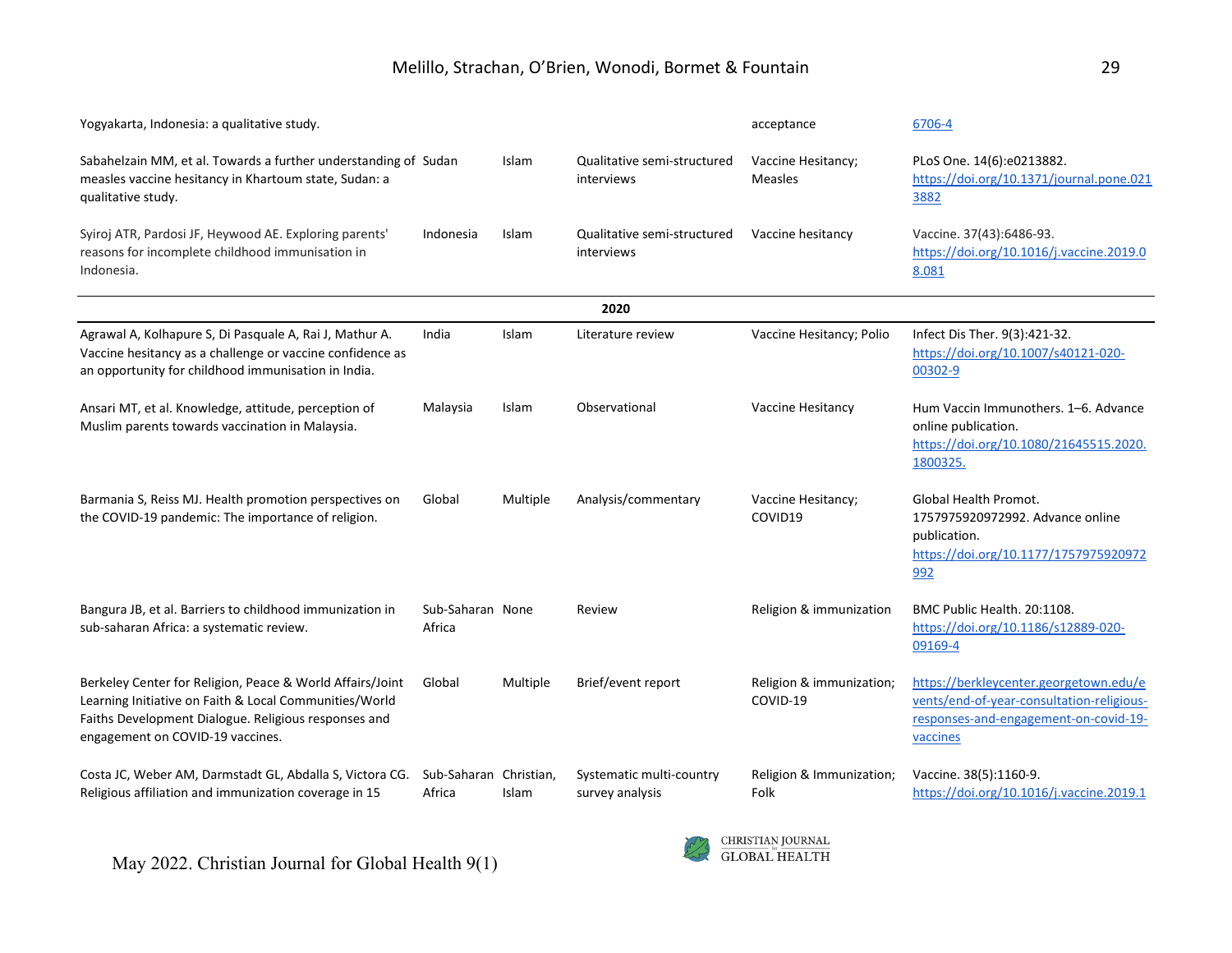| | | | | | |
|---|---|---|---|---|---|
| Yogyakarta, Indonesia: a qualitative study. | | | | acceptance | 6706-4 |
| Sabahelzain MM, et al. Towards a further understanding of measles vaccine hesitancy in Khartoum state, Sudan: a qualitative study. | Sudan | Islam | Qualitative semi-structured interviews | Vaccine Hesitancy; Measles | PLoS One. 14(6):e0213882. https://doi.org/10.1371/journal.pone.0213882 |
| Syiroj ATR, Pardosi JF, Heywood AE. Exploring parents' reasons for incomplete childhood immunisation in Indonesia. | Indonesia | Islam | Qualitative semi-structured interviews | Vaccine hesitancy | Vaccine. 37(43):6486-93. https://doi.org/10.1016/j.vaccine.2019.08.081 |
| | | | **2020** | | |
| Agrawal A, Kolhapure S, Di Pasquale A, Rai J, Mathur A. Vaccine hesitancy as a challenge or vaccine confidence as an opportunity for childhood immunisation in India. | India | Islam | Literature review | Vaccine Hesitancy; Polio | Infect Dis Ther. 9(3):421-32. https://doi.org/10.1007/s40121-020-00302-9 |
| Ansari MT, et al. Knowledge, attitude, perception of Muslim parents towards vaccination in Malaysia. | Malaysia | Islam | Observational | Vaccine Hesitancy | Hum Vaccin Immunothers. 1–6. Advance online publication. https://doi.org/10.1080/21645515.2020.1800325. |
| Barmania S, Reiss MJ. Health promotion perspectives on the COVID-19 pandemic: The importance of religion. | Global | Multiple | Analysis/commentary | Vaccine Hesitancy; COVID19 | Global Health Promot. 1757975920972992. Advance online publication. https://doi.org/10.1177/1757975920972992 |
| Bangura JB, et al. Barriers to childhood immunization in sub-saharan Africa: a systematic review. | Sub-Saharan Africa | None | Review | Religion & immunization | BMC Public Health. 20:1108. https://doi.org/10.1186/s12889-020-09169-4 |
| Berkeley Center for Religion, Peace & World Affairs/Joint Learning Initiative on Faith & Local Communities/World Faiths Development Dialogue. Religious responses and engagement on COVID-19 vaccines. | Global | Multiple | Brief/event report | Religion & immunization; COVID-19 | https://berkleycenter.georgetown.edu/events/end-of-year-consultation-religious-responses-and-engagement-on-covid-19-vaccines |
| Costa JC, Weber AM, Darmstadt GL, Abdalla S, Victora CG. Religious affiliation and immunization coverage in 15 | Sub-Saharan Africa | Christian, Islam | Systematic multi-country survey analysis | Religion & Immunization; Folk | Vaccine. 38(5):1160-9. https://doi.org/10.1016/j.vaccine.2019.1 |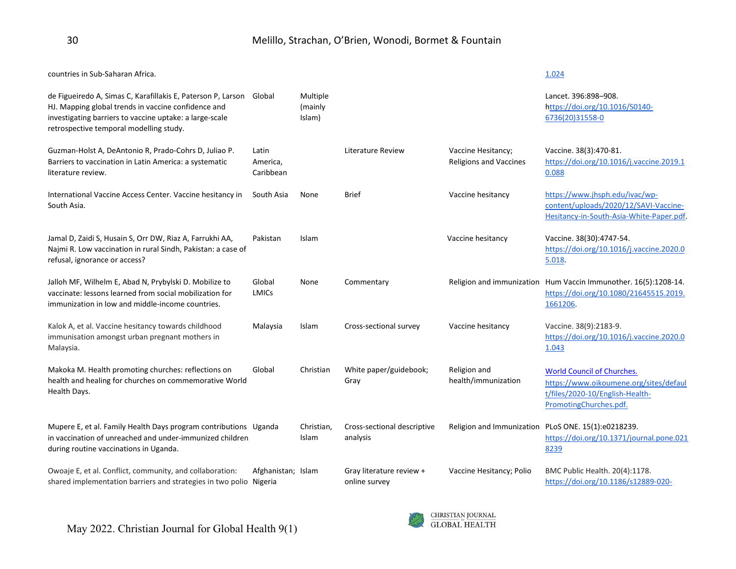| | | | | | |
|---|---|---|---|---|---|
| countries in Sub-Saharan Africa. | | | | | 1.024 |
| de Figueiredo A, Simas C, Karafillakis E, Paterson P, Larson HJ. Mapping global trends in vaccine confidence and investigating barriers to vaccine uptake: a large-scale retrospective temporal modelling study. | Global | Multiple (mainly Islam) | | | Lancet. 396:898–908. https://doi.org/10.1016/S0140-6736(20)31558-0 |
| Guzman-Holst A, DeAntonio R, Prado-Cohrs D, Juliao P. Barriers to vaccination in Latin America: a systematic literature review. | Latin America, Caribbean | | Literature Review | Vaccine Hesitancy; Religions and Vaccines | Vaccine. 38(3):470-81. https://doi.org/10.1016/j.vaccine.2019.10.088 |
| International Vaccine Access Center. Vaccine hesitancy in South Asia. | South Asia | None | Brief | Vaccine hesitancy | https://www.jhsph.edu/ivac/wp-content/uploads/2020/12/SAVI-Vaccine-Hesitancy-in-South-Asia-White-Paper.pdf. |
| Jamal D, Zaidi S, Husain S, Orr DW, Riaz A, Farrukhi AA, Najmi R. Low vaccination in rural Sindh, Pakistan: a case of refusal, ignorance or access? | Pakistan | Islam | | Vaccine hesitancy | Vaccine. 38(30):4747-54. https://doi.org/10.1016/j.vaccine.2020.05.018. |
| Jalloh MF, Wilhelm E, Abad N, Prybylski D. Mobilize to vaccinate: lessons learned from social mobilization for immunization in low and middle-income countries. | Global LMICs | None | Commentary | Religion and immunization | Hum Vaccin Immunother. 16(5):1208-14. https://doi.org/10.1080/21645515.2019.1661206. |
| Kalok A, et al. Vaccine hesitancy towards childhood immunisation amongst urban pregnant mothers in Malaysia. | Malaysia | Islam | Cross-sectional survey | Vaccine hesitancy | Vaccine. 38(9):2183-9. https://doi.org/10.1016/j.vaccine.2020.01.043 |
| Makoka M. Health promoting churches: reflections on health and healing for churches on commemorative World Health Days. | Global | Christian | White paper/guidebook; Gray | Religion and health/immunization | World Council of Churches. https://www.oikoumene.org/sites/default/files/2020-10/English-Health-PromotingChurches.pdf. |
| Mupere E, et al. Family Health Days program contributions in vaccination of unreached and under-immunized children during routine vaccinations in Uganda. | Uganda | Christian, Islam | Cross-sectional descriptive analysis | Religion and Immunization | PLoS ONE. 15(1):e0218239. https://doi.org/10.1371/journal.pone.0218239 |
| Owoaje E, et al. Conflict, community, and collaboration: shared implementation barriers and strategies in two polio | Afghanistan; Nigeria | Islam | Gray literature review + online survey | Vaccine Hesitancy; Polio | BMC Public Health. 20(4):1178. https://doi.org/10.1186/s12889-020- |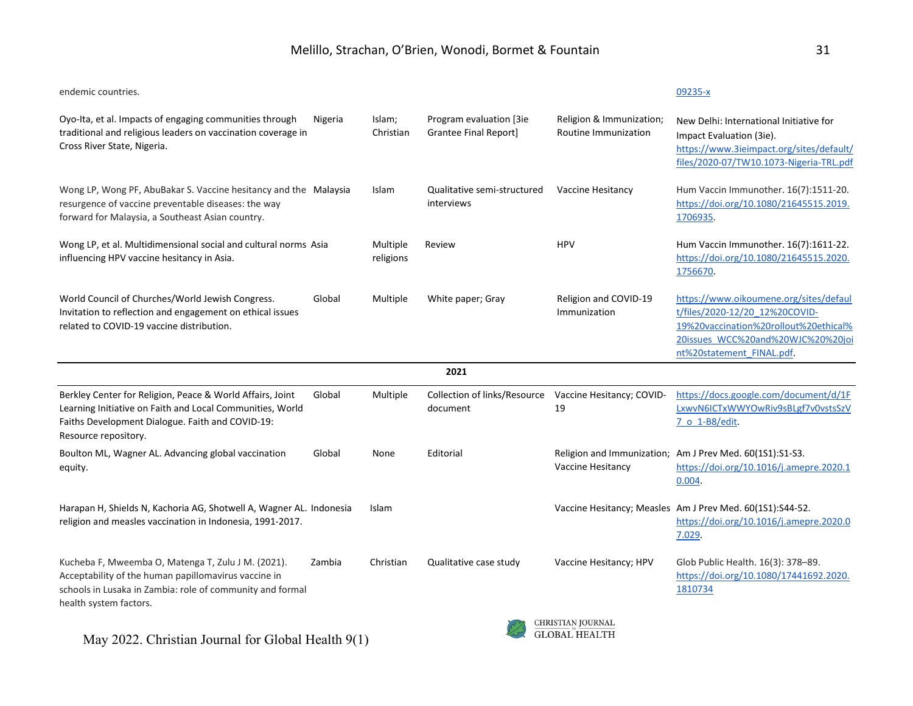| | | | | | |
|---|---|---|---|---|---|
| endemic countries. | | | | | 09235-x |
| Oyo-Ita, et al. Impacts of engaging communities through traditional and religious leaders on vaccination coverage in Cross River State, Nigeria. | Nigeria | Islam; Christian | Program evaluation [3ie Grantee Final Report] | Religion & Immunization; Routine Immunization | New Delhi: International Initiative for Impact Evaluation (3ie). https://www.3ieimpact.org/sites/default/files/2020-07/TW10.1073-Nigeria-TRL.pdf |
| Wong LP, Wong PF, AbuBakar S. Vaccine hesitancy and the resurgence of vaccine preventable diseases: the way forward for Malaysia, a Southeast Asian country. | Malaysia | Islam | Qualitative semi-structured interviews | Vaccine Hesitancy | Hum Vaccin Immunother. 16(7):1511-20. https://doi.org/10.1080/21645515.2019.1706935. |
| Wong LP, et al. Multidimensional social and cultural norms influencing HPV vaccine hesitancy in Asia. | Asia | Multiple religions | Review | HPV | Hum Vaccin Immunother. 16(7):1611-22. https://doi.org/10.1080/21645515.2020.1756670. |
| World Council of Churches/World Jewish Congress. Invitation to reflection and engagement on ethical issues related to COVID-19 vaccine distribution. | Global | Multiple | White paper; Gray | Religion and COVID-19 Immunization | https://www.oikoumene.org/sites/default/files/2020-12/20_12%20COVID-19%20vaccination%20rollout%20ethical%20issues_WCC%20and%20WJC%20%20joint%20statement_FINAL.pdf. |
| | | | **2021** | | |
| Berkley Center for Religion, Peace & World Affairs, Joint Learning Initiative on Faith and Local Communities, World Faiths Development Dialogue. Faith and COVID-19: Resource repository. | Global | Multiple | Collection of links/Resource document | Vaccine Hesitancy; COVID-19 | https://docs.google.com/document/d/1FLxwvN6ICTxWWYOwRiv9sBLgf7v0vstsSzV7_o_1-B8/edit. |
| Boulton ML, Wagner AL. Advancing global vaccination equity. | Global | None | Editorial | Religion and Immunization; Vaccine Hesitancy | Am J Prev Med. 60(1S1):S1-S3. https://doi.org/10.1016/j.amepre.2020.10.004. |
| Harapan H, Shields N, Kachoria AG, Shotwell A, Wagner AL. religion and measles vaccination in Indonesia, 1991-2017. | Indonesia | Islam | | Vaccine Hesitancy; Measles | Am J Prev Med. 60(1S1):S44-52. https://doi.org/10.1016/j.amepre.2020.07.029. |
| Kucheba F, Mweemba O, Matenga T, Zulu J M. (2021). Acceptability of the human papillomavirus vaccine in schools in Lusaka in Zambia: role of community and formal health system factors. | Zambia | Christian | Qualitative case study | Vaccine Hesitancy; HPV | Glob Public Health. 16(3): 378–89. https://doi.org/10.1080/17441692.2020.1810734 |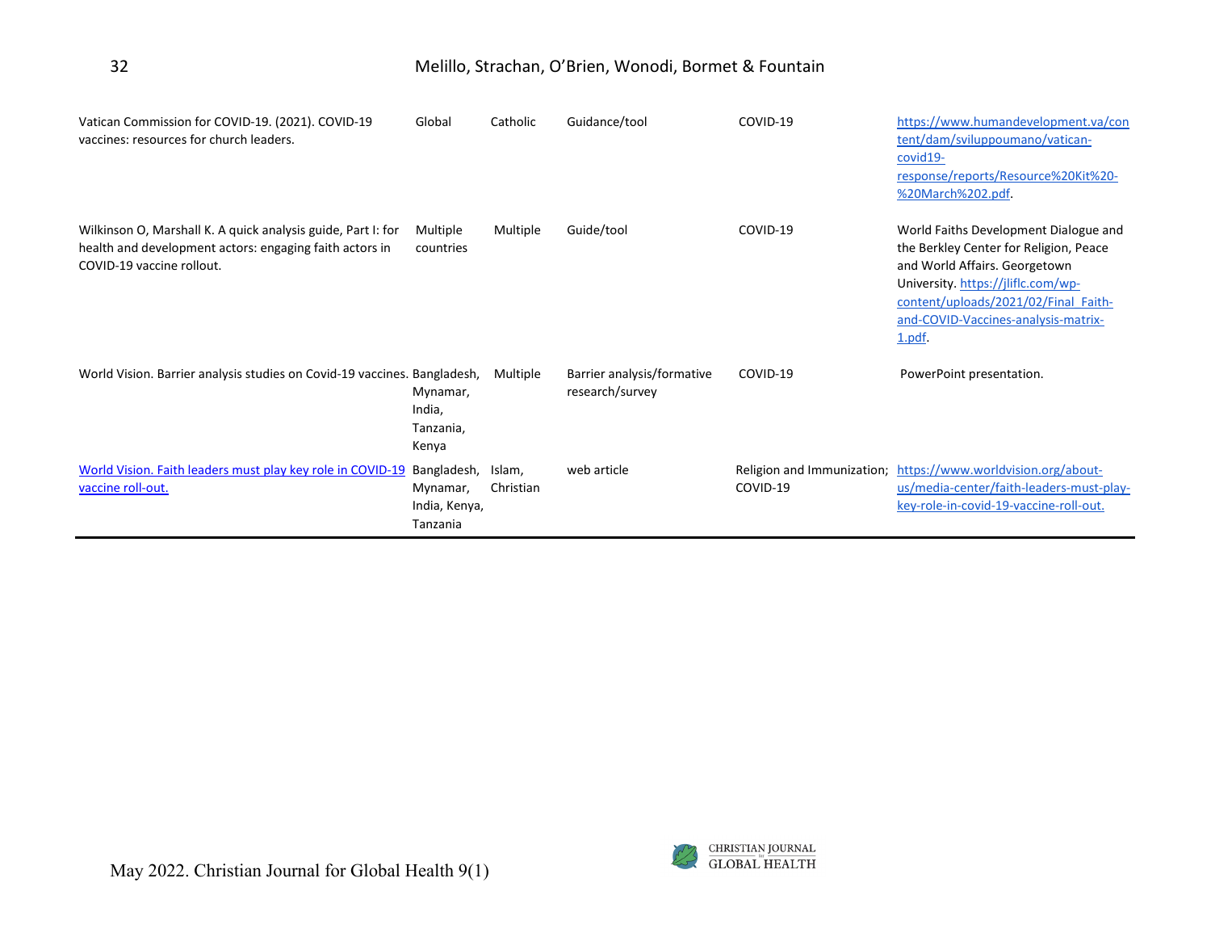| | | | | | |
|---|---|---|---|---|---|
| Vatican Commission for COVID-19. (2021). COVID-19 vaccines: resources for church leaders. | Global | Catholic | Guidance/tool | COVID-19 | https://www.humandevelopment.va/content/dam/sviluppoumano/vatican-covid19-response/reports/Resource%20Kit%20-%20March%202.pdf. |
| Wilkinson O, Marshall K. A quick analysis guide, Part I: for health and development actors: engaging faith actors in COVID-19 vaccine rollout. | Multiple countries | Multiple | Guide/tool | COVID-19 | World Faiths Development Dialogue and the Berkley Center for Religion, Peace and World Affairs. Georgetown University. https://jliflc.com/wp-content/uploads/2021/02/Final_Faith-and-COVID-Vaccines-analysis-matrix-1.pdf. |
| World Vision. Barrier analysis studies on Covid-19 vaccines. | Bangladesh, Mynamar, India, Tanzania, Kenya | Multiple | Barrier analysis/formative research/survey | COVID-19 | PowerPoint presentation. |
| World Vision. Faith leaders must play key role in COVID-19 vaccine roll-out. | Bangladesh, Mynamar, India, Kenya, Tanzania | Islam, Christian | web article | Religion and Immunization; COVID-19 | https://www.worldvision.org/about-us/media-center/faith-leaders-must-play-key-role-in-covid-19-vaccine-roll-out. |